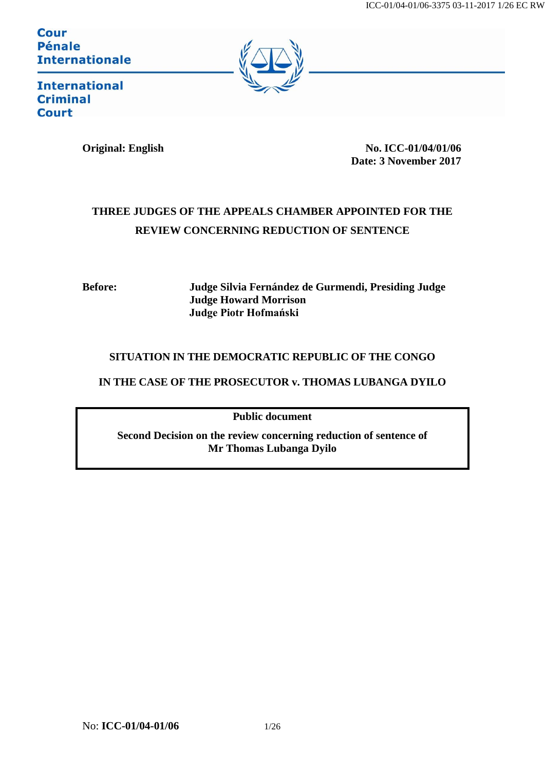Cour
Pénale
Internationale

International
Criminal
Court

**Original: English** **No. ICC-01/04/01/06**
**Date: 3 November 2017**

**THREE JUDGES OF THE APPEALS CHAMBER APPOINTED FOR THE REVIEW CONCERNING REDUCTION OF SENTENCE**

**Before:** **Judge Silvia Fernández de Gurmendi, Presiding Judge**
**Judge Howard Morrison**
**Judge Piotr Hofmański**

**SITUATION IN THE DEMOCRATIC REPUBLIC OF THE CONGO**

**IN THE CASE OF THE PROSECUTOR v. THOMAS LUBANGA DYILO**

**Public document**

**Second Decision on the review concerning reduction of sentence of Mr Thomas Lubanga Dyilo**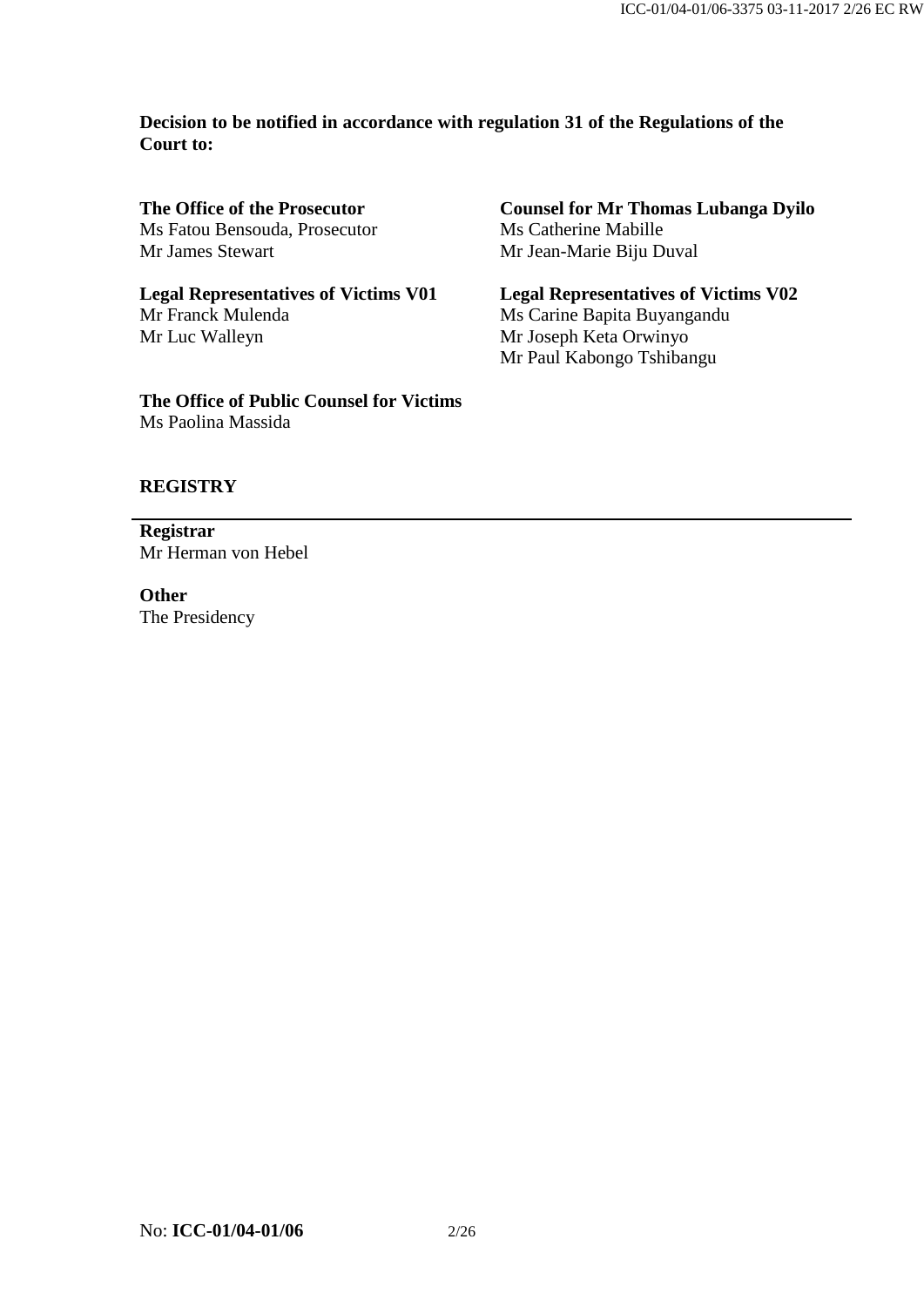**Decision to be notified in accordance with regulation 31 of the Regulations of the Court to:**

**The Office of the Prosecutor**
Ms Fatou Bensouda, Prosecutor
Mr James Stewart

**Counsel for Mr Thomas Lubanga Dyilo**
Ms Catherine Mabille
Mr Jean-Marie Biju Duval

**Legal Representatives of Victims V01**
Mr Franck Mulenda
Mr Luc Walleyn

**Legal Representatives of Victims V02**
Ms Carine Bapita Buyangandu
Mr Joseph Keta Orwinyo
Mr Paul Kabongo Tshibangu

**The Office of Public Counsel for Victims**
Ms Paolina Massida

**REGISTRY**

---

**Registrar**
Mr Herman von Hebel

**Other**
The Presidency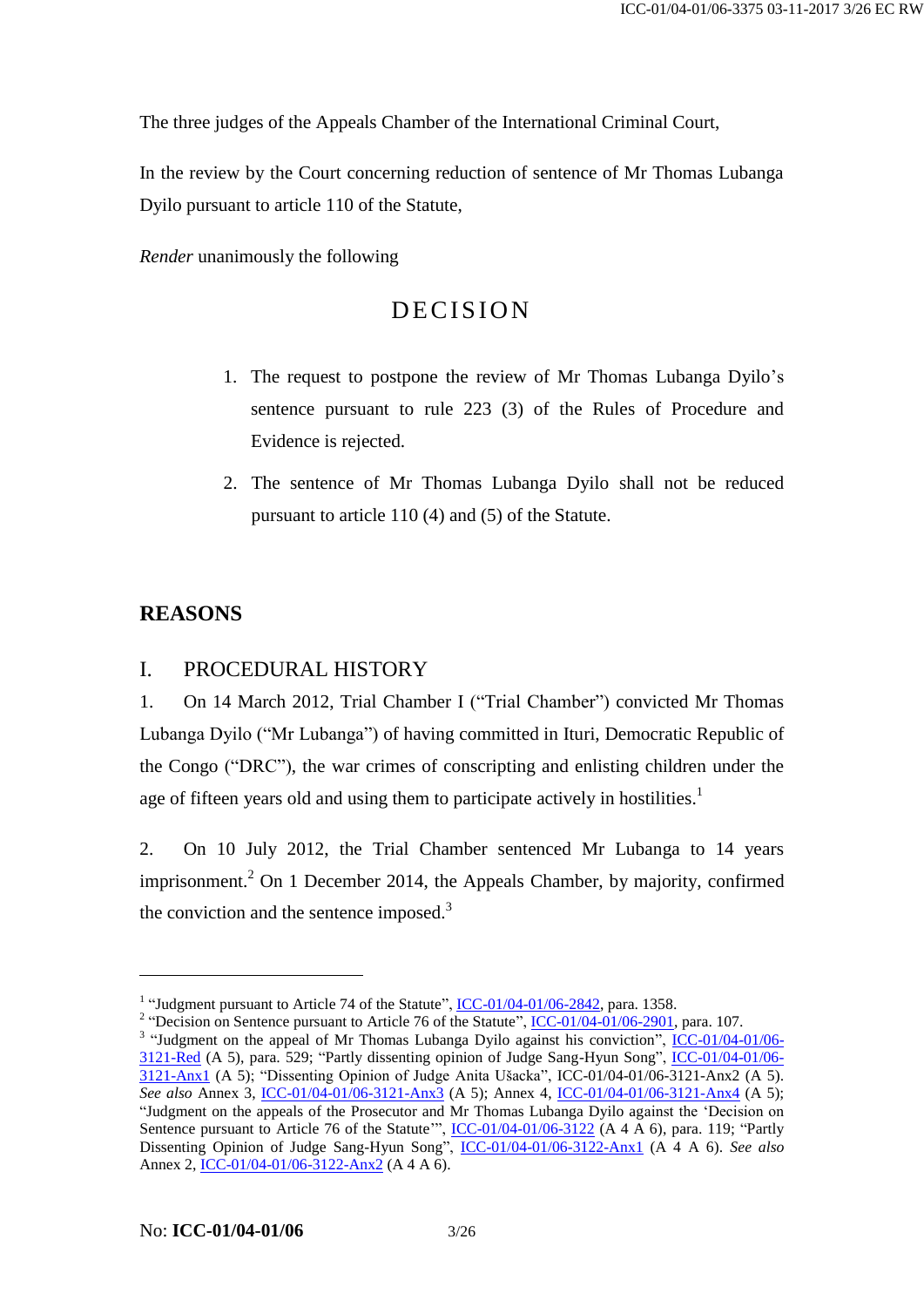The three judges of the Appeals Chamber of the International Criminal Court,

In the review by the Court concerning reduction of sentence of Mr Thomas Lubanga Dyilo pursuant to article 110 of the Statute,

*Render* unanimously the following

# DECISION

1. The request to postpone the review of Mr Thomas Lubanga Dyilo's sentence pursuant to rule 223 (3) of the Rules of Procedure and Evidence is rejected.

2. The sentence of Mr Thomas Lubanga Dyilo shall not be reduced pursuant to article 110 (4) and (5) of the Statute.

## REASONS

### I. PROCEDURAL HISTORY

1. On 14 March 2012, Trial Chamber I ("Trial Chamber") convicted Mr Thomas Lubanga Dyilo ("Mr Lubanga") of having committed in Ituri, Democratic Republic of the Congo ("DRC"), the war crimes of conscripting and enlisting children under the age of fifteen years old and using them to participate actively in hostilities.[1]

2. On 10 July 2012, the Trial Chamber sentenced Mr Lubanga to 14 years imprisonment.[2] On 1 December 2014, the Appeals Chamber, by majority, confirmed the conviction and the sentence imposed.[3]

---

[1] "Judgment pursuant to Article 74 of the Statute", ICC-01/04-01/06-2842, para. 1358.

[2] "Decision on Sentence pursuant to Article 76 of the Statute", ICC-01/04-01/06-2901, para. 107.

[3] "Judgment on the appeal of Mr Thomas Lubanga Dyilo against his conviction", ICC-01/04-01/06-3121-Red (A 5), para. 529; "Partly dissenting opinion of Judge Sang-Hyun Song", ICC-01/04-01/06-3121-Anx1 (A 5); "Dissenting Opinion of Judge Anita Ušacka", ICC-01/04-01/06-3121-Anx2 (A 5). *See also* Annex 3, ICC-01/04-01/06-3121-Anx3 (A 5); Annex 4, ICC-01/04-01/06-3121-Anx4 (A 5); "Judgment on the appeals of the Prosecutor and Mr Thomas Lubanga Dyilo against the 'Decision on Sentence pursuant to Article 76 of the Statute'", ICC-01/04-01/06-3122 (A 4 A 6), para. 119; "Partly Dissenting Opinion of Judge Sang-Hyun Song", ICC-01/04-01/06-3122-Anx1 (A 4 A 6). *See also* Annex 2, ICC-01/04-01/06-3122-Anx2 (A 4 A 6).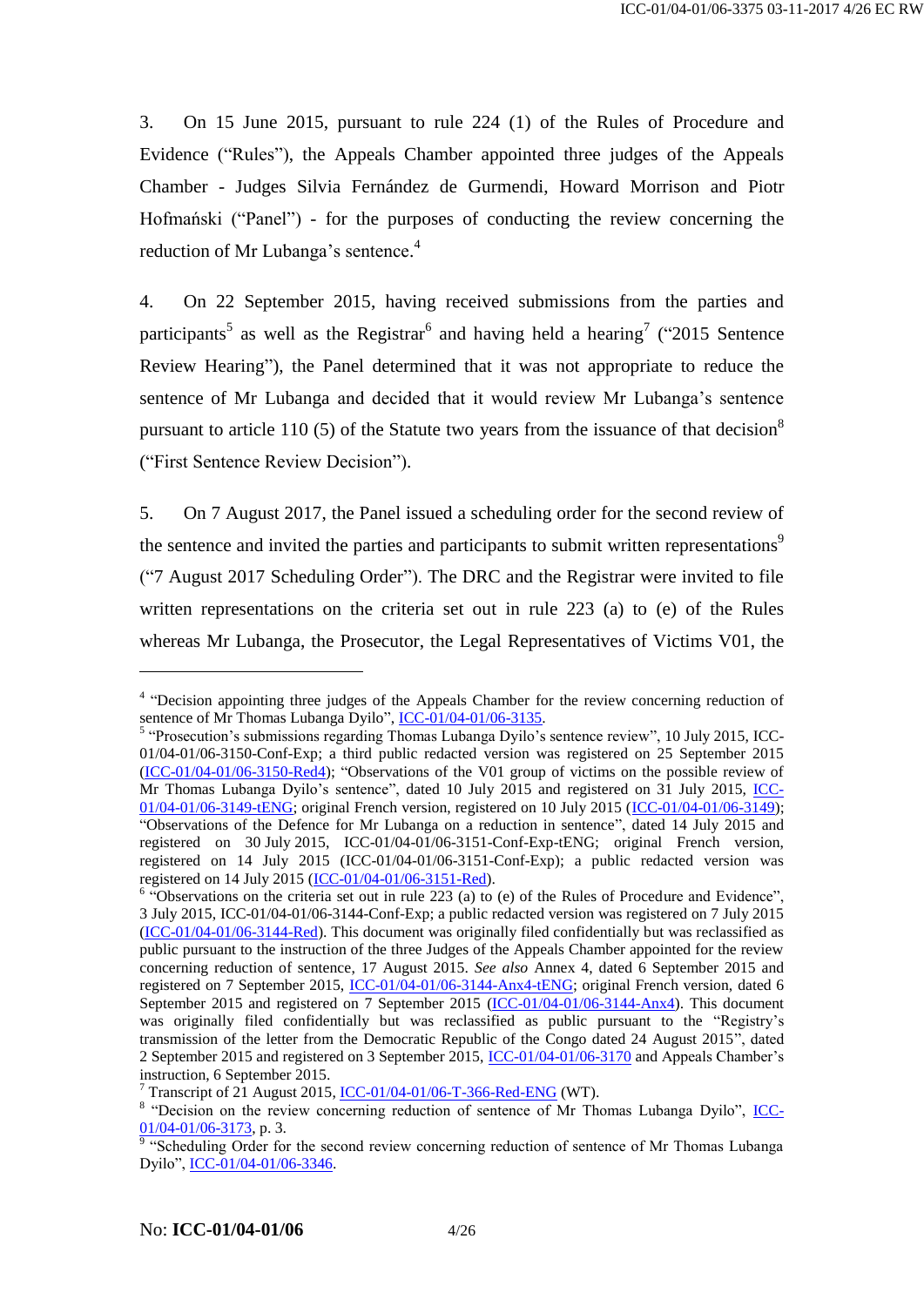3. On 15 June 2015, pursuant to rule 224 (1) of the Rules of Procedure and Evidence ("Rules"), the Appeals Chamber appointed three judges of the Appeals Chamber - Judges Silvia Fernández de Gurmendi, Howard Morrison and Piotr Hofmański ("Panel") - for the purposes of conducting the review concerning the reduction of Mr Lubanga's sentence.[4]

4. On 22 September 2015, having received submissions from the parties and participants[5] as well as the Registrar[6] and having held a hearing[7] ("2015 Sentence Review Hearing"), the Panel determined that it was not appropriate to reduce the sentence of Mr Lubanga and decided that it would review Mr Lubanga's sentence pursuant to article 110 (5) of the Statute two years from the issuance of that decision[8] ("First Sentence Review Decision").

5. On 7 August 2017, the Panel issued a scheduling order for the second review of the sentence and invited the parties and participants to submit written representations[9] ("7 August 2017 Scheduling Order"). The DRC and the Registrar were invited to file written representations on the criteria set out in rule 223 (a) to (e) of the Rules whereas Mr Lubanga, the Prosecutor, the Legal Representatives of Victims V01, the

---

[4] "Decision appointing three judges of the Appeals Chamber for the review concerning reduction of sentence of Mr Thomas Lubanga Dyilo", ICC-01/04-01/06-3135.

[5] "Prosecution's submissions regarding Thomas Lubanga Dyilo's sentence review", 10 July 2015, ICC-01/04-01/06-3150-Conf-Exp; a third public redacted version was registered on 25 September 2015 (ICC-01/04-01/06-3150-Red4); "Observations of the V01 group of victims on the possible review of Mr Thomas Lubanga Dyilo's sentence", dated 10 July 2015 and registered on 31 July 2015, ICC-01/04-01/06-3149-tENG; original French version, registered on 10 July 2015 (ICC-01/04-01/06-3149); "Observations of the Defence for Mr Lubanga on a reduction in sentence", dated 14 July 2015 and registered on 30 July 2015, ICC-01/04-01/06-3151-Conf-Exp-tENG; original French version, registered on 14 July 2015 (ICC-01/04-01/06-3151-Conf-Exp); a public redacted version was registered on 14 July 2015 (ICC-01/04-01/06-3151-Red).

[6] "Observations on the criteria set out in rule 223 (a) to (e) of the Rules of Procedure and Evidence", 3 July 2015, ICC-01/04-01/06-3144-Conf-Exp; a public redacted version was registered on 7 July 2015 (ICC-01/04-01/06-3144-Red). This document was originally filed confidentially but was reclassified as public pursuant to the instruction of the three Judges of the Appeals Chamber appointed for the review concerning reduction of sentence, 17 August 2015. *See also* Annex 4, dated 6 September 2015 and registered on 7 September 2015, ICC-01/04-01/06-3144-Anx4-tENG; original French version, dated 6 September 2015 and registered on 7 September 2015 (ICC-01/04-01/06-3144-Anx4). This document was originally filed confidentially but was reclassified as public pursuant to the "Registry's transmission of the letter from the Democratic Republic of the Congo dated 24 August 2015", dated 2 September 2015 and registered on 3 September 2015, ICC-01/04-01/06-3170 and Appeals Chamber's instruction, 6 September 2015.

[7] Transcript of 21 August 2015, ICC-01/04-01/06-T-366-Red-ENG (WT).

[8] "Decision on the review concerning reduction of sentence of Mr Thomas Lubanga Dyilo", ICC-01/04-01/06-3173, p. 3.

[9] "Scheduling Order for the second review concerning reduction of sentence of Mr Thomas Lubanga Dyilo", ICC-01/04-01/06-3346.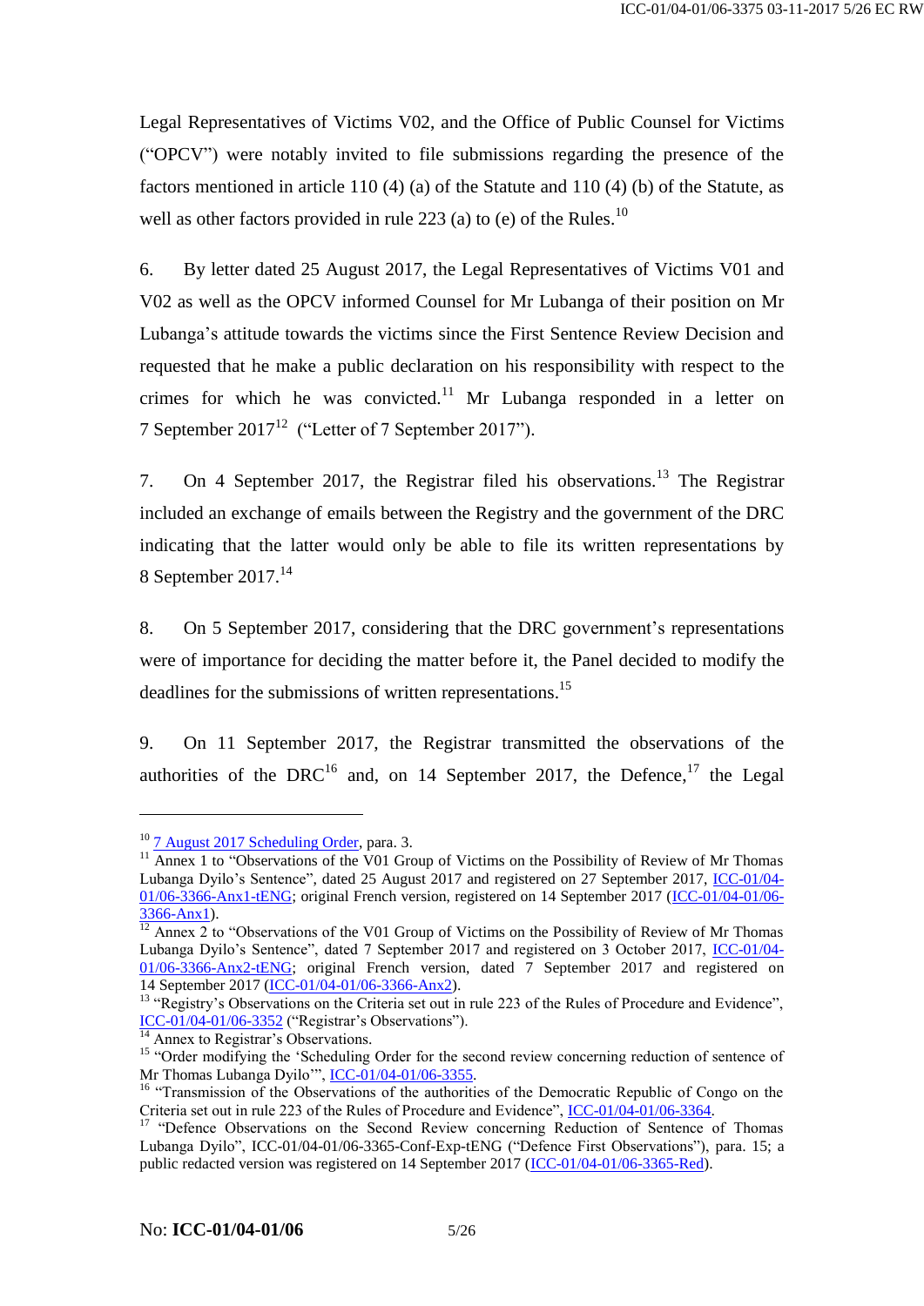Legal Representatives of Victims V02, and the Office of Public Counsel for Victims ("OPCV") were notably invited to file submissions regarding the presence of the factors mentioned in article 110 (4) (a) of the Statute and 110 (4) (b) of the Statute, as well as other factors provided in rule 223 (a) to (e) of the Rules.[10]

6. By letter dated 25 August 2017, the Legal Representatives of Victims V01 and V02 as well as the OPCV informed Counsel for Mr Lubanga of their position on Mr Lubanga's attitude towards the victims since the First Sentence Review Decision and requested that he make a public declaration on his responsibility with respect to the crimes for which he was convicted.[11] Mr Lubanga responded in a letter on 7 September 2017[12] ("Letter of 7 September 2017").

7. On 4 September 2017, the Registrar filed his observations.[13] The Registrar included an exchange of emails between the Registry and the government of the DRC indicating that the latter would only be able to file its written representations by 8 September 2017.[14]

8. On 5 September 2017, considering that the DRC government's representations were of importance for deciding the matter before it, the Panel decided to modify the deadlines for the submissions of written representations.[15]

9. On 11 September 2017, the Registrar transmitted the observations of the authorities of the DRC[16] and, on 14 September 2017, the Defence,[17] the Legal

---

[10] 7 August 2017 Scheduling Order, para. 3.

[11] Annex 1 to "Observations of the V01 Group of Victims on the Possibility of Review of Mr Thomas Lubanga Dyilo's Sentence", dated 25 August 2017 and registered on 27 September 2017, ICC-01/04-01/06-3366-Anx1-tENG; original French version, registered on 14 September 2017 (ICC-01/04-01/06-3366-Anx1).

[12] Annex 2 to "Observations of the V01 Group of Victims on the Possibility of Review of Mr Thomas Lubanga Dyilo's Sentence", dated 7 September 2017 and registered on 3 October 2017, ICC-01/04-01/06-3366-Anx2-tENG; original French version, dated 7 September 2017 and registered on 14 September 2017 (ICC-01/04-01/06-3366-Anx2).

[13] "Registry's Observations on the Criteria set out in rule 223 of the Rules of Procedure and Evidence", ICC-01/04-01/06-3352 ("Registrar's Observations").

[14] Annex to Registrar's Observations.

[15] "Order modifying the 'Scheduling Order for the second review concerning reduction of sentence of Mr Thomas Lubanga Dyilo'", ICC-01/04-01/06-3355.

[16] "Transmission of the Observations of the authorities of the Democratic Republic of Congo on the Criteria set out in rule 223 of the Rules of Procedure and Evidence", ICC-01/04-01/06-3364.

[17] "Defence Observations on the Second Review concerning Reduction of Sentence of Thomas Lubanga Dyilo", ICC-01/04-01/06-3365-Conf-Exp-tENG ("Defence First Observations"), para. 15; a public redacted version was registered on 14 September 2017 (ICC-01/04-01/06-3365-Red).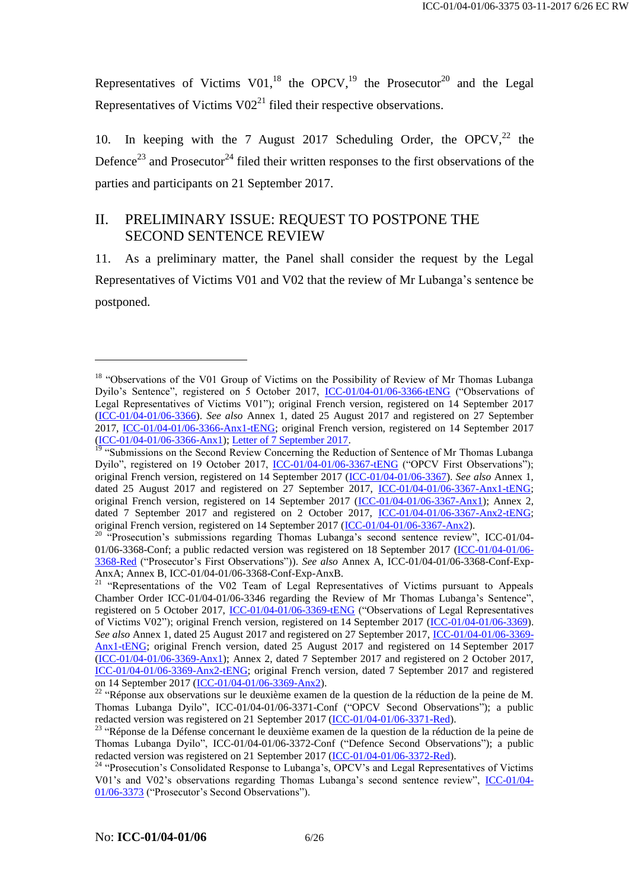Representatives of Victims V01,[18] the OPCV,[19] the Prosecutor[20] and the Legal Representatives of Victims V02[21] filed their respective observations.

10. In keeping with the 7 August 2017 Scheduling Order, the OPCV,[22] the Defence[23] and Prosecutor[24] filed their written responses to the first observations of the parties and participants on 21 September 2017.

## II. PRELIMINARY ISSUE: REQUEST TO POSTPONE THE SECOND SENTENCE REVIEW

11. As a preliminary matter, the Panel shall consider the request by the Legal Representatives of Victims V01 and V02 that the review of Mr Lubanga's sentence be postponed.

---

[18] "Observations of the V01 Group of Victims on the Possibility of Review of Mr Thomas Lubanga Dyilo's Sentence", registered on 5 October 2017, ICC-01/04-01/06-3366-tENG ("Observations of Legal Representatives of Victims V01"); original French version, registered on 14 September 2017 (ICC-01/04-01/06-3366). *See also* Annex 1, dated 25 August 2017 and registered on 27 September 2017, ICC-01/04-01/06-3366-Anx1-tENG; original French version, registered on 14 September 2017 (ICC-01/04-01/06-3366-Anx1); Letter of 7 September 2017.

[19] "Submissions on the Second Review Concerning the Reduction of Sentence of Mr Thomas Lubanga Dyilo", registered on 19 October 2017, ICC-01/04-01/06-3367-tENG ("OPCV First Observations"); original French version, registered on 14 September 2017 (ICC-01/04-01/06-3367). *See also* Annex 1, dated 25 August 2017 and registered on 27 September 2017, ICC-01/04-01/06-3367-Anx1-tENG; original French version, registered on 14 September 2017 (ICC-01/04-01/06-3367-Anx1); Annex 2, dated 7 September 2017 and registered on 2 October 2017, ICC-01/04-01/06-3367-Anx2-tENG; original French version, registered on 14 September 2017 (ICC-01/04-01/06-3367-Anx2).

[20] "Prosecution's submissions regarding Thomas Lubanga's second sentence review", ICC-01/04-01/06-3368-Conf; a public redacted version was registered on 18 September 2017 (ICC-01/04-01/06-3368-Red ("Prosecutor's First Observations")). *See also* Annex A, ICC-01/04-01/06-3368-Conf-Exp-AnxA; Annex B, ICC-01/04-01/06-3368-Conf-Exp-AnxB.

[21] "Representations of the V02 Team of Legal Representatives of Victims pursuant to Appeals Chamber Order ICC-01/04-01/06-3346 regarding the Review of Mr Thomas Lubanga's Sentence", registered on 5 October 2017, ICC-01/04-01/06-3369-tENG ("Observations of Legal Representatives of Victims V02"); original French version, registered on 14 September 2017 (ICC-01/04-01/06-3369). *See also* Annex 1, dated 25 August 2017 and registered on 27 September 2017, ICC-01/04-01/06-3369-Anx1-tENG; original French version, dated 25 August 2017 and registered on 14 September 2017 (ICC-01/04-01/06-3369-Anx1); Annex 2, dated 7 September 2017 and registered on 2 October 2017, ICC-01/04-01/06-3369-Anx2-tENG; original French version, dated 7 September 2017 and registered on 14 September 2017 (ICC-01/04-01/06-3369-Anx2).

[22] "Réponse aux observations sur le deuxième examen de la question de la réduction de la peine de M. Thomas Lubanga Dyilo", ICC-01/04-01/06-3371-Conf ("OPCV Second Observations"); a public redacted version was registered on 21 September 2017 (ICC-01/04-01/06-3371-Red).

[23] "Réponse de la Défense concernant le deuxième examen de la question de la réduction de la peine de Thomas Lubanga Dyilo", ICC-01/04-01/06-3372-Conf ("Defence Second Observations"); a public redacted version was registered on 21 September 2017 (ICC-01/04-01/06-3372-Red).

[24] "Prosecution's Consolidated Response to Lubanga's, OPCV's and Legal Representatives of Victims V01's and V02's observations regarding Thomas Lubanga's second sentence review", ICC-01/04-01/06-3373 ("Prosecutor's Second Observations").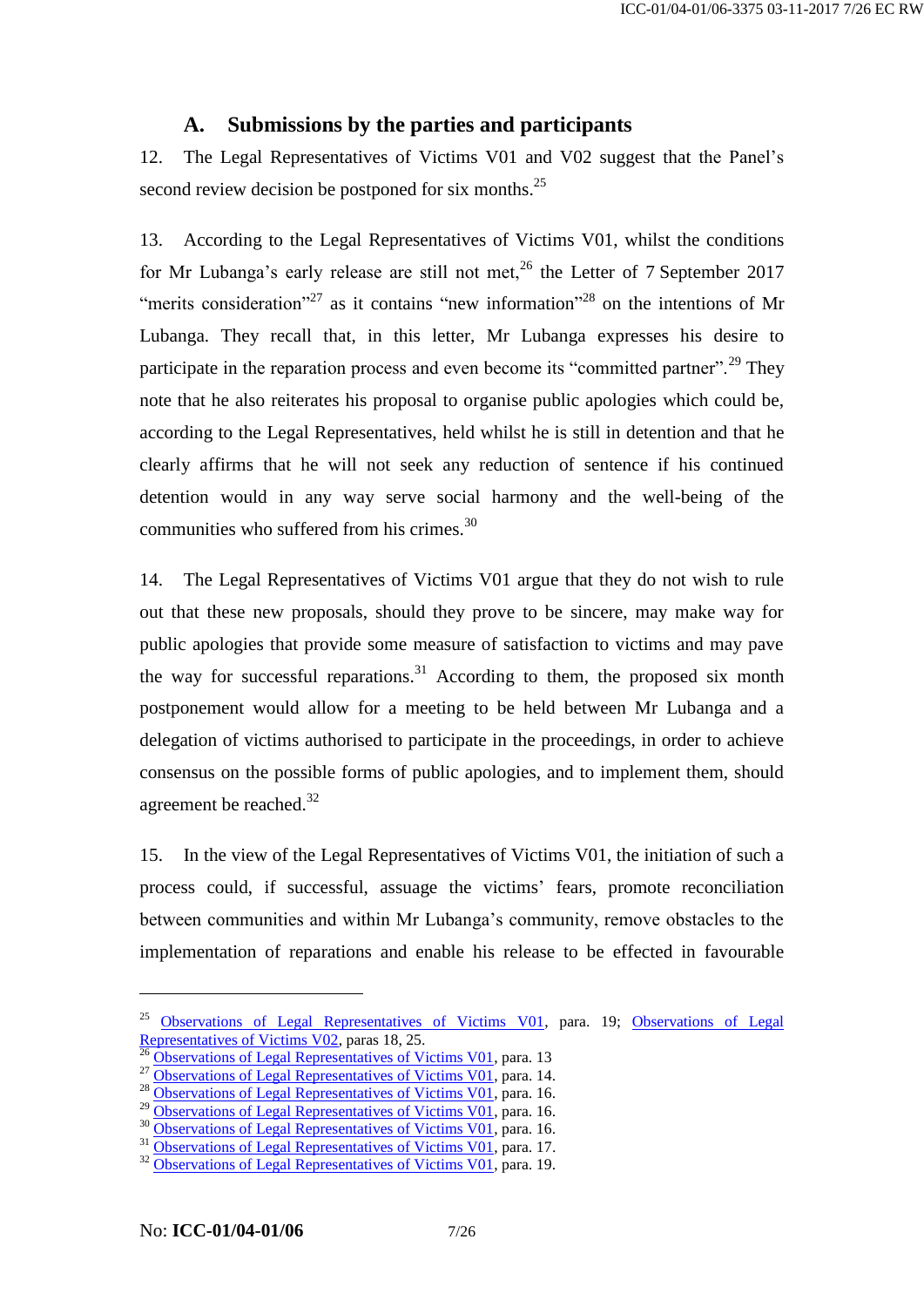## A. Submissions by the parties and participants

12. The Legal Representatives of Victims V01 and V02 suggest that the Panel's second review decision be postponed for six months.[25]

13. According to the Legal Representatives of Victims V01, whilst the conditions for Mr Lubanga's early release are still not met,[26] the Letter of 7 September 2017 "merits consideration"[27] as it contains "new information"[28] on the intentions of Mr Lubanga. They recall that, in this letter, Mr Lubanga expresses his desire to participate in the reparation process and even become its "committed partner".[29] They note that he also reiterates his proposal to organise public apologies which could be, according to the Legal Representatives, held whilst he is still in detention and that he clearly affirms that he will not seek any reduction of sentence if his continued detention would in any way serve social harmony and the well-being of the communities who suffered from his crimes.[30]

14. The Legal Representatives of Victims V01 argue that they do not wish to rule out that these new proposals, should they prove to be sincere, may make way for public apologies that provide some measure of satisfaction to victims and may pave the way for successful reparations.[31] According to them, the proposed six month postponement would allow for a meeting to be held between Mr Lubanga and a delegation of victims authorised to participate in the proceedings, in order to achieve consensus on the possible forms of public apologies, and to implement them, should agreement be reached.[32]

15. In the view of the Legal Representatives of Victims V01, the initiation of such a process could, if successful, assuage the victims' fears, promote reconciliation between communities and within Mr Lubanga's community, remove obstacles to the implementation of reparations and enable his release to be effected in favourable

---

[25] Observations of Legal Representatives of Victims V01, para. 19; Observations of Legal Representatives of Victims V02, paras 18, 25.

[26] Observations of Legal Representatives of Victims V01, para. 13

[27] Observations of Legal Representatives of Victims V01, para. 14.

[28] Observations of Legal Representatives of Victims V01, para. 16.

[29] Observations of Legal Representatives of Victims V01, para. 16.

[30] Observations of Legal Representatives of Victims V01, para. 16.

[31] Observations of Legal Representatives of Victims V01, para. 17.

[32] Observations of Legal Representatives of Victims V01, para. 19.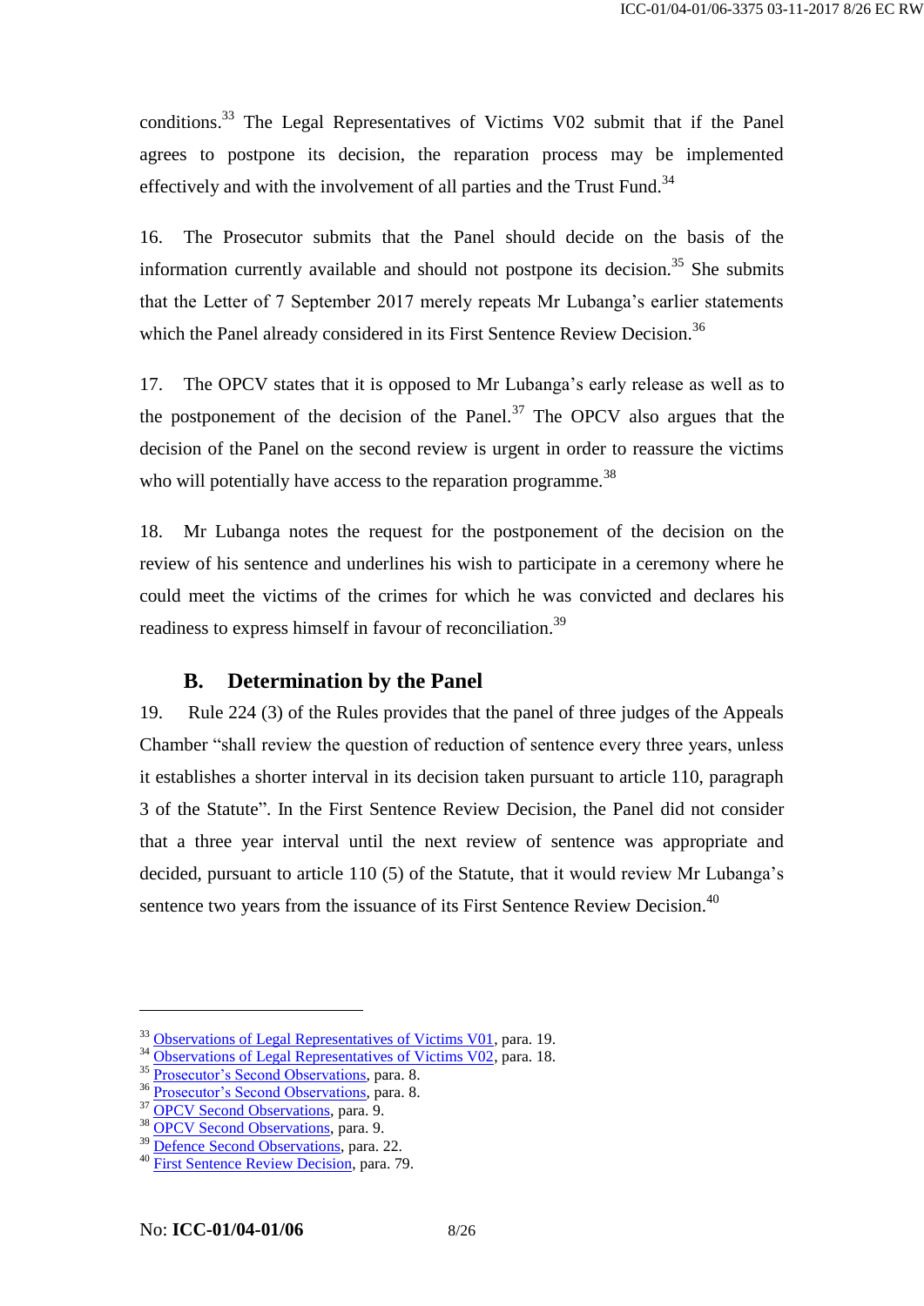conditions.[33] The Legal Representatives of Victims V02 submit that if the Panel agrees to postpone its decision, the reparation process may be implemented effectively and with the involvement of all parties and the Trust Fund.[34]

16. The Prosecutor submits that the Panel should decide on the basis of the information currently available and should not postpone its decision.[35] She submits that the Letter of 7 September 2017 merely repeats Mr Lubanga's earlier statements which the Panel already considered in its First Sentence Review Decision.[36]

17. The OPCV states that it is opposed to Mr Lubanga's early release as well as to the postponement of the decision of the Panel.[37] The OPCV also argues that the decision of the Panel on the second review is urgent in order to reassure the victims who will potentially have access to the reparation programme.[38]

18. Mr Lubanga notes the request for the postponement of the decision on the review of his sentence and underlines his wish to participate in a ceremony where he could meet the victims of the crimes for which he was convicted and declares his readiness to express himself in favour of reconciliation.[39]

## B. Determination by the Panel

19. Rule 224 (3) of the Rules provides that the panel of three judges of the Appeals Chamber "shall review the question of reduction of sentence every three years, unless it establishes a shorter interval in its decision taken pursuant to article 110, paragraph 3 of the Statute". In the First Sentence Review Decision, the Panel did not consider that a three year interval until the next review of sentence was appropriate and decided, pursuant to article 110 (5) of the Statute, that it would review Mr Lubanga's sentence two years from the issuance of its First Sentence Review Decision.[40]

---

[33] Observations of Legal Representatives of Victims V01, para. 19.
[34] Observations of Legal Representatives of Victims V02, para. 18.
[35] Prosecutor's Second Observations, para. 8.
[36] Prosecutor's Second Observations, para. 8.
[37] OPCV Second Observations, para. 9.
[38] OPCV Second Observations, para. 9.
[39] Defence Second Observations, para. 22.
[40] First Sentence Review Decision, para. 79.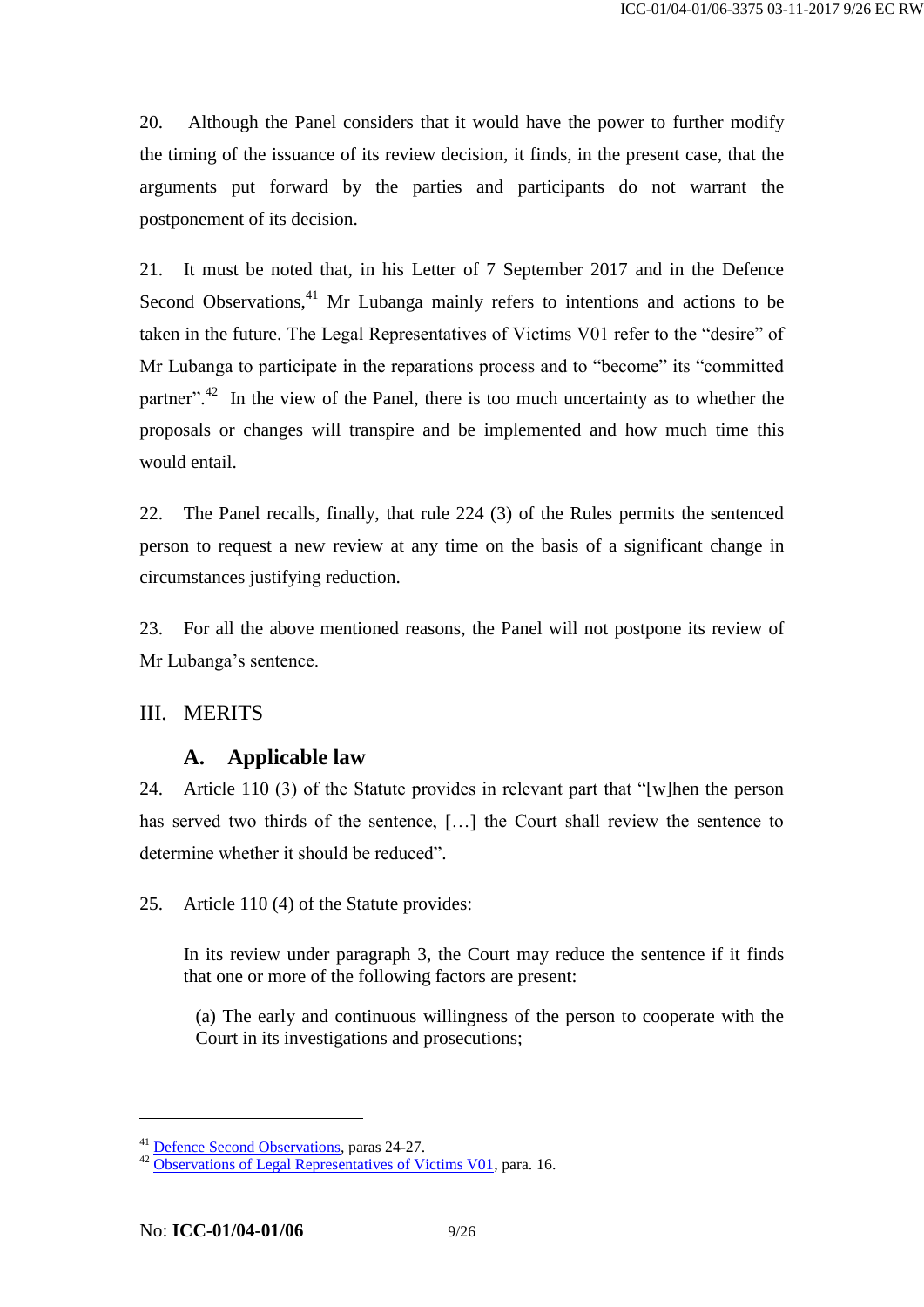20. Although the Panel considers that it would have the power to further modify the timing of the issuance of its review decision, it finds, in the present case, that the arguments put forward by the parties and participants do not warrant the postponement of its decision.

21. It must be noted that, in his Letter of 7 September 2017 and in the Defence Second Observations,[41] Mr Lubanga mainly refers to intentions and actions to be taken in the future. The Legal Representatives of Victims V01 refer to the "desire" of Mr Lubanga to participate in the reparations process and to "become" its "committed partner".[42] In the view of the Panel, there is too much uncertainty as to whether the proposals or changes will transpire and be implemented and how much time this would entail.

22. The Panel recalls, finally, that rule 224 (3) of the Rules permits the sentenced person to request a new review at any time on the basis of a significant change in circumstances justifying reduction.

23. For all the above mentioned reasons, the Panel will not postpone its review of Mr Lubanga's sentence.

# III. MERITS

## A. Applicable law

24. Article 110 (3) of the Statute provides in relevant part that "[w]hen the person has served two thirds of the sentence, […] the Court shall review the sentence to determine whether it should be reduced".

25. Article 110 (4) of the Statute provides:

> In its review under paragraph 3, the Court may reduce the sentence if it finds that one or more of the following factors are present:
>
> (a) The early and continuous willingness of the person to cooperate with the Court in its investigations and prosecutions;

---

[41] Defence Second Observations, paras 24-27.

[42] Observations of Legal Representatives of Victims V01, para. 16.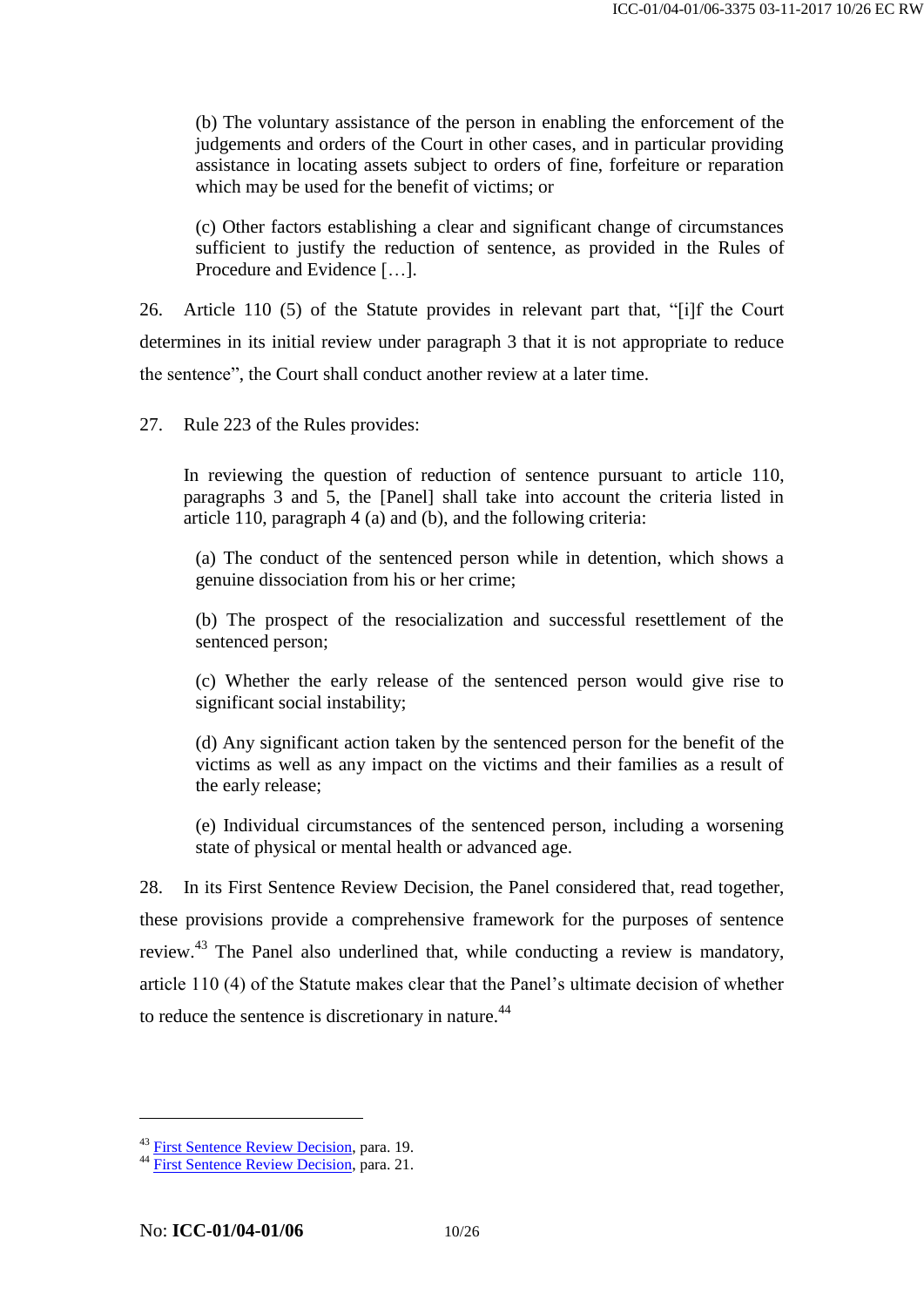> (b) The voluntary assistance of the person in enabling the enforcement of the judgements and orders of the Court in other cases, and in particular providing assistance in locating assets subject to orders of fine, forfeiture or reparation which may be used for the benefit of victims; or
>
> (c) Other factors establishing a clear and significant change of circumstances sufficient to justify the reduction of sentence, as provided in the Rules of Procedure and Evidence […].

26. Article 110 (5) of the Statute provides in relevant part that, "[i]f the Court determines in its initial review under paragraph 3 that it is not appropriate to reduce the sentence", the Court shall conduct another review at a later time.

27. Rule 223 of the Rules provides:

> In reviewing the question of reduction of sentence pursuant to article 110, paragraphs 3 and 5, the [Panel] shall take into account the criteria listed in article 110, paragraph 4 (a) and (b), and the following criteria:
>
> (a) The conduct of the sentenced person while in detention, which shows a genuine dissociation from his or her crime;
>
> (b) The prospect of the resocialization and successful resettlement of the sentenced person;
>
> (c) Whether the early release of the sentenced person would give rise to significant social instability;
>
> (d) Any significant action taken by the sentenced person for the benefit of the victims as well as any impact on the victims and their families as a result of the early release;
>
> (e) Individual circumstances of the sentenced person, including a worsening state of physical or mental health or advanced age.

28. In its First Sentence Review Decision, the Panel considered that, read together, these provisions provide a comprehensive framework for the purposes of sentence review.[43] The Panel also underlined that, while conducting a review is mandatory, article 110 (4) of the Statute makes clear that the Panel's ultimate decision of whether to reduce the sentence is discretionary in nature.[44]

---

[43] First Sentence Review Decision, para. 19.

[44] First Sentence Review Decision, para. 21.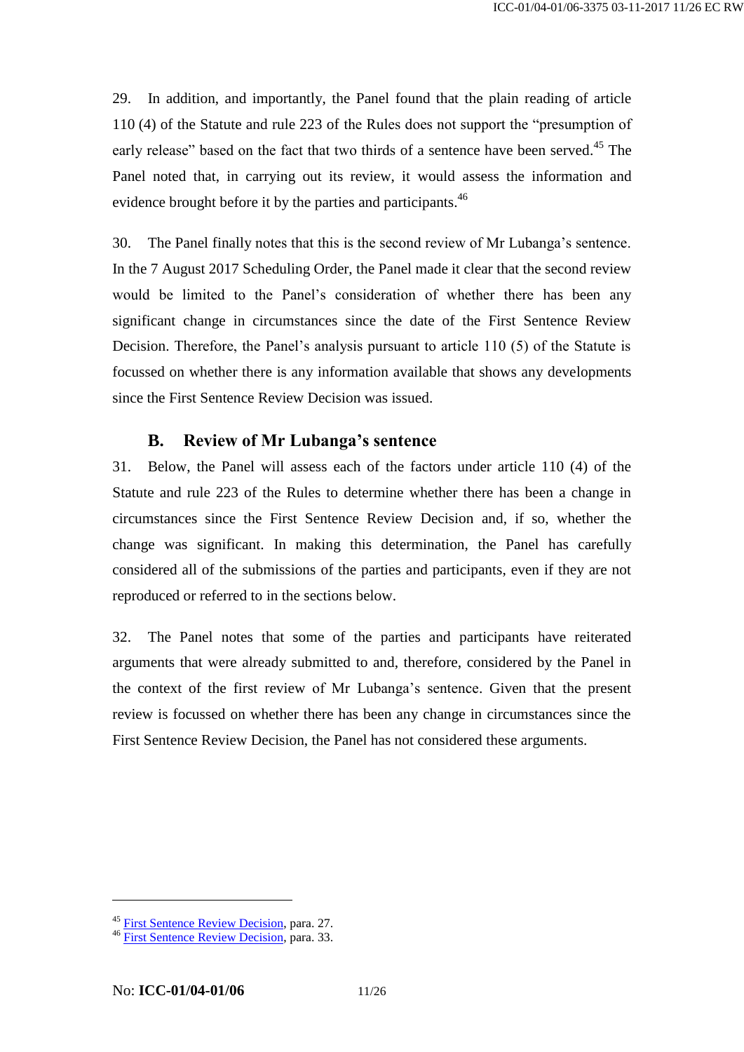29. In addition, and importantly, the Panel found that the plain reading of article 110 (4) of the Statute and rule 223 of the Rules does not support the "presumption of early release" based on the fact that two thirds of a sentence have been served.[45] The Panel noted that, in carrying out its review, it would assess the information and evidence brought before it by the parties and participants.[46]

30. The Panel finally notes that this is the second review of Mr Lubanga's sentence. In the 7 August 2017 Scheduling Order, the Panel made it clear that the second review would be limited to the Panel's consideration of whether there has been any significant change in circumstances since the date of the First Sentence Review Decision. Therefore, the Panel's analysis pursuant to article 110 (5) of the Statute is focussed on whether there is any information available that shows any developments since the First Sentence Review Decision was issued.

## B. Review of Mr Lubanga's sentence

31. Below, the Panel will assess each of the factors under article 110 (4) of the Statute and rule 223 of the Rules to determine whether there has been a change in circumstances since the First Sentence Review Decision and, if so, whether the change was significant. In making this determination, the Panel has carefully considered all of the submissions of the parties and participants, even if they are not reproduced or referred to in the sections below.

32. The Panel notes that some of the parties and participants have reiterated arguments that were already submitted to and, therefore, considered by the Panel in the context of the first review of Mr Lubanga's sentence. Given that the present review is focussed on whether there has been any change in circumstances since the First Sentence Review Decision, the Panel has not considered these arguments.

---

[45] First Sentence Review Decision, para. 27.

[46] First Sentence Review Decision, para. 33.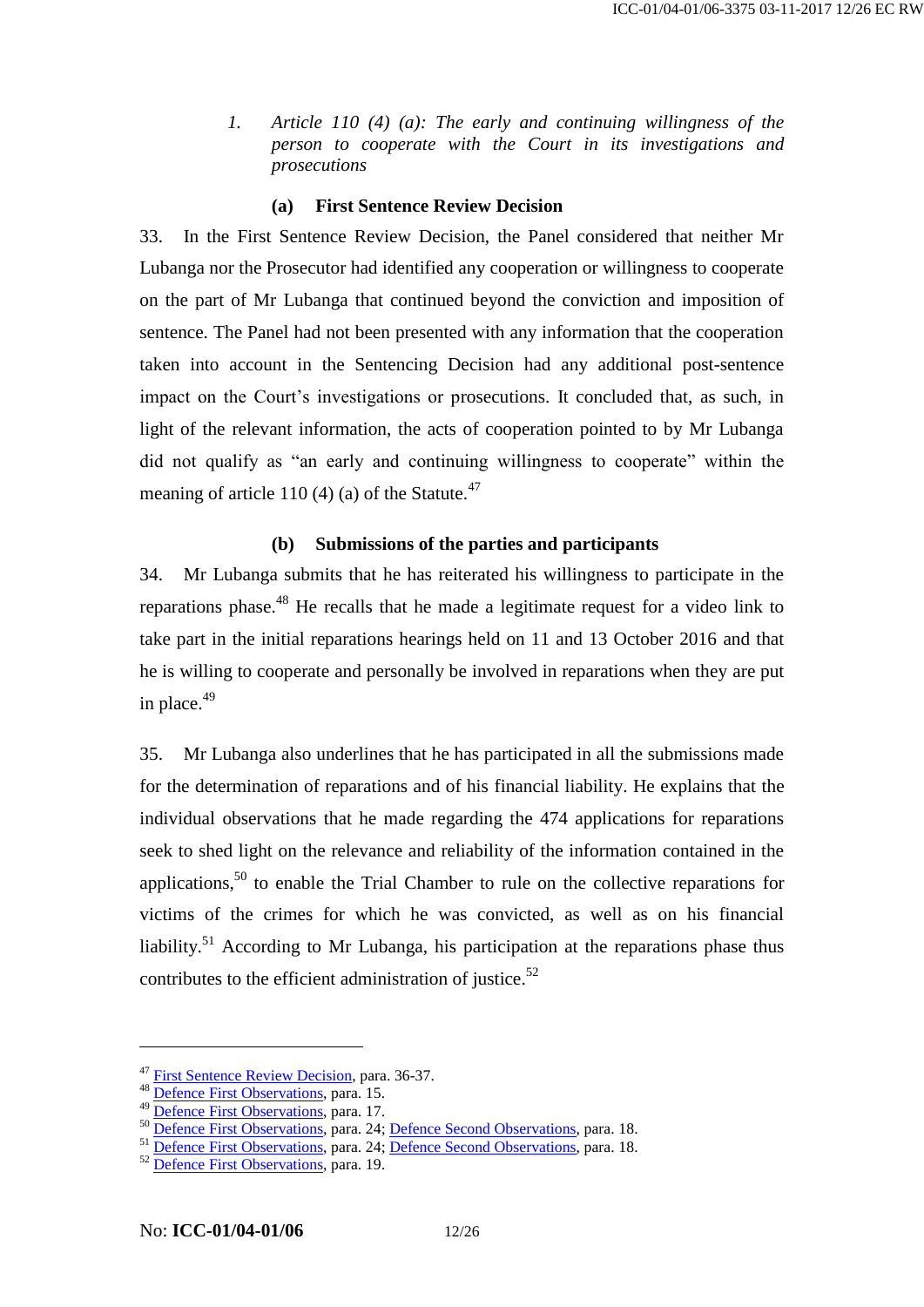1. *Article 110 (4) (a): The early and continuing willingness of the person to cooperate with the Court in its investigations and prosecutions*

### (a) First Sentence Review Decision

33. In the First Sentence Review Decision, the Panel considered that neither Mr Lubanga nor the Prosecutor had identified any cooperation or willingness to cooperate on the part of Mr Lubanga that continued beyond the conviction and imposition of sentence. The Panel had not been presented with any information that the cooperation taken into account in the Sentencing Decision had any additional post-sentence impact on the Court's investigations or prosecutions. It concluded that, as such, in light of the relevant information, the acts of cooperation pointed to by Mr Lubanga did not qualify as "an early and continuing willingness to cooperate" within the meaning of article 110 (4) (a) of the Statute.[47]

### (b) Submissions of the parties and participants

34. Mr Lubanga submits that he has reiterated his willingness to participate in the reparations phase.[48] He recalls that he made a legitimate request for a video link to take part in the initial reparations hearings held on 11 and 13 October 2016 and that he is willing to cooperate and personally be involved in reparations when they are put in place.[49]

35. Mr Lubanga also underlines that he has participated in all the submissions made for the determination of reparations and of his financial liability. He explains that the individual observations that he made regarding the 474 applications for reparations seek to shed light on the relevance and reliability of the information contained in the applications,[50] to enable the Trial Chamber to rule on the collective reparations for victims of the crimes for which he was convicted, as well as on his financial liability.[51] According to Mr Lubanga, his participation at the reparations phase thus contributes to the efficient administration of justice.[52]

---

[47] First Sentence Review Decision, para. 36-37.
[48] Defence First Observations, para. 15.
[49] Defence First Observations, para. 17.
[50] Defence First Observations, para. 24; Defence Second Observations, para. 18.
[51] Defence First Observations, para. 24; Defence Second Observations, para. 18.
[52] Defence First Observations, para. 19.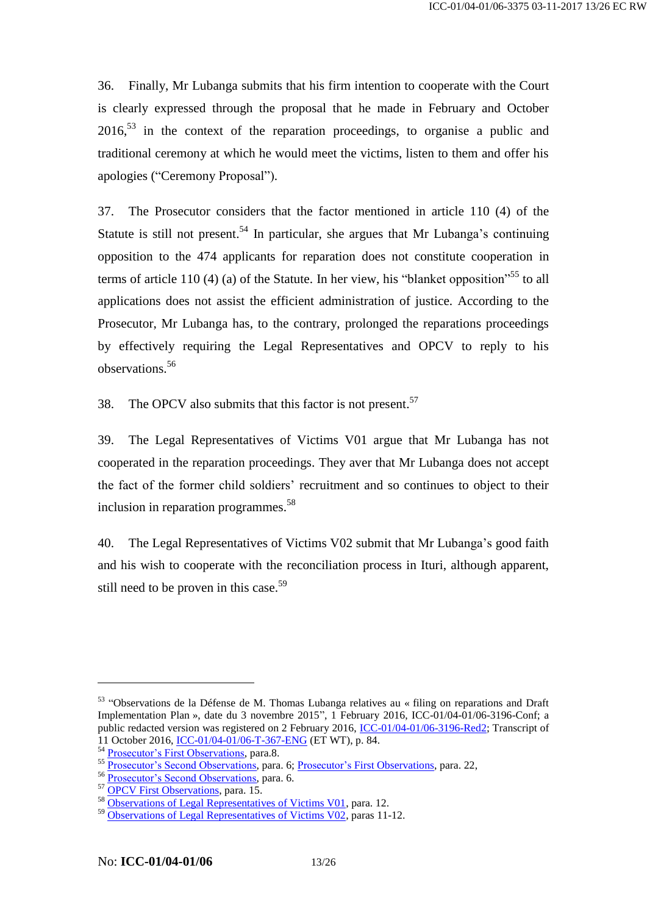36. Finally, Mr Lubanga submits that his firm intention to cooperate with the Court is clearly expressed through the proposal that he made in February and October 2016,[53] in the context of the reparation proceedings, to organise a public and traditional ceremony at which he would meet the victims, listen to them and offer his apologies ("Ceremony Proposal").

37. The Prosecutor considers that the factor mentioned in article 110 (4) of the Statute is still not present.[54] In particular, she argues that Mr Lubanga's continuing opposition to the 474 applicants for reparation does not constitute cooperation in terms of article 110 (4) (a) of the Statute. In her view, his "blanket opposition"[55] to all applications does not assist the efficient administration of justice. According to the Prosecutor, Mr Lubanga has, to the contrary, prolonged the reparations proceedings by effectively requiring the Legal Representatives and OPCV to reply to his observations.[56]

38. The OPCV also submits that this factor is not present.[57]

39. The Legal Representatives of Victims V01 argue that Mr Lubanga has not cooperated in the reparation proceedings. They aver that Mr Lubanga does not accept the fact of the former child soldiers' recruitment and so continues to object to their inclusion in reparation programmes.[58]

40. The Legal Representatives of Victims V02 submit that Mr Lubanga's good faith and his wish to cooperate with the reconciliation process in Ituri, although apparent, still need to be proven in this case.[59]

---

[53] "Observations de la Défense de M. Thomas Lubanga relatives au « filing on reparations and Draft Implementation Plan », date du 3 novembre 2015", 1 February 2016, ICC-01/04-01/06-3196-Conf; a public redacted version was registered on 2 February 2016, ICC-01/04-01/06-3196-Red2; Transcript of 11 October 2016, ICC-01/04-01/06-T-367-ENG (ET WT), p. 84.

[54] Prosecutor's First Observations, para.8.

[55] Prosecutor's Second Observations, para. 6; Prosecutor's First Observations, para. 22,

[56] Prosecutor's Second Observations, para. 6.

[57] OPCV First Observations, para. 15.

[58] Observations of Legal Representatives of Victims V01, para. 12.

[59] Observations of Legal Representatives of Victims V02, paras 11-12.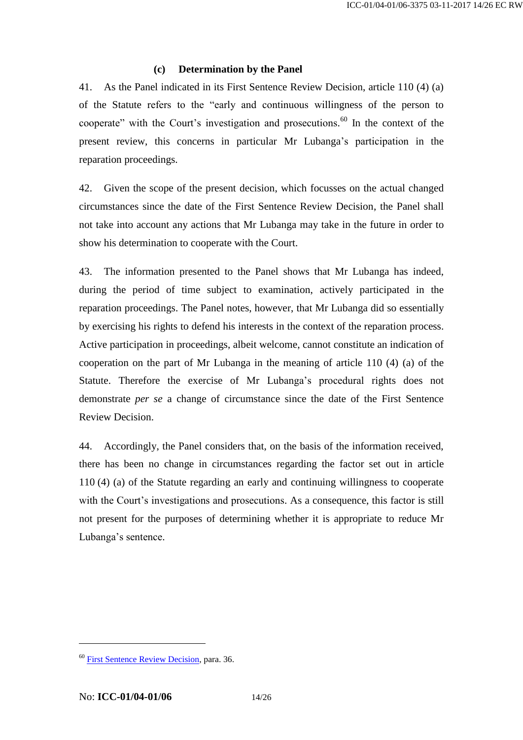### (c) Determination by the Panel

41. As the Panel indicated in its First Sentence Review Decision, article 110 (4) (a) of the Statute refers to the "early and continuous willingness of the person to cooperate" with the Court's investigation and prosecutions.[60] In the context of the present review, this concerns in particular Mr Lubanga's participation in the reparation proceedings.

42. Given the scope of the present decision, which focusses on the actual changed circumstances since the date of the First Sentence Review Decision, the Panel shall not take into account any actions that Mr Lubanga may take in the future in order to show his determination to cooperate with the Court.

43. The information presented to the Panel shows that Mr Lubanga has indeed, during the period of time subject to examination, actively participated in the reparation proceedings. The Panel notes, however, that Mr Lubanga did so essentially by exercising his rights to defend his interests in the context of the reparation process. Active participation in proceedings, albeit welcome, cannot constitute an indication of cooperation on the part of Mr Lubanga in the meaning of article 110 (4) (a) of the Statute. Therefore the exercise of Mr Lubanga's procedural rights does not demonstrate *per se* a change of circumstance since the date of the First Sentence Review Decision.

44. Accordingly, the Panel considers that, on the basis of the information received, there has been no change in circumstances regarding the factor set out in article 110 (4) (a) of the Statute regarding an early and continuing willingness to cooperate with the Court's investigations and prosecutions. As a consequence, this factor is still not present for the purposes of determining whether it is appropriate to reduce Mr Lubanga's sentence.

---

[60] First Sentence Review Decision, para. 36.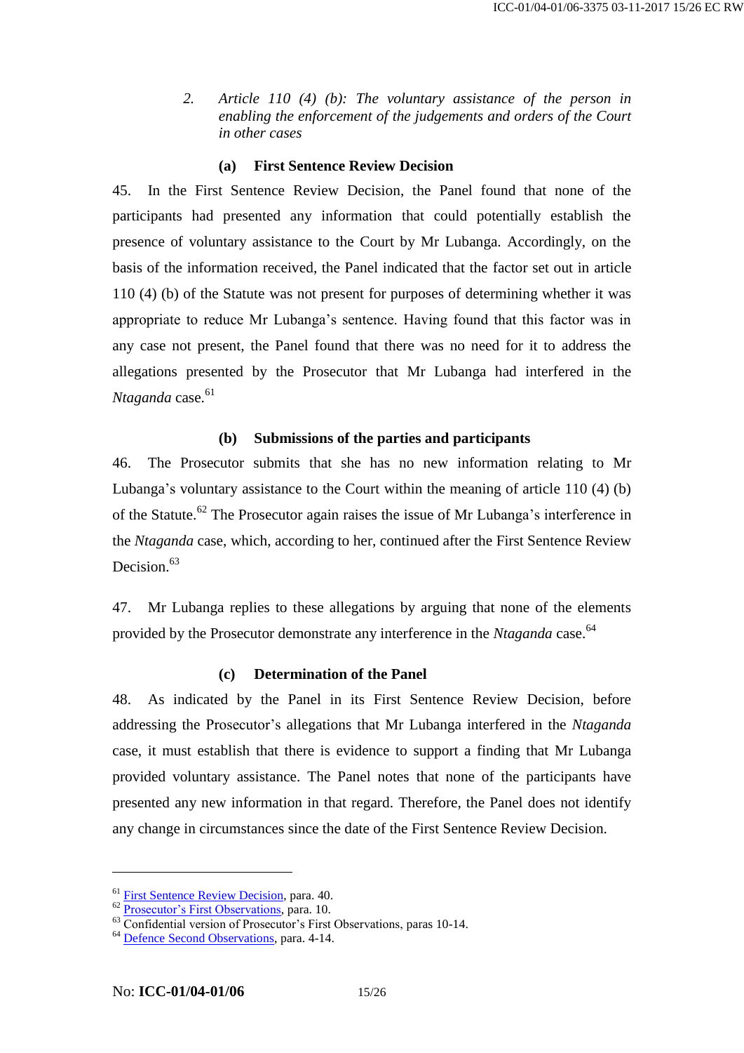### 2. *Article 110 (4) (b): The voluntary assistance of the person in enabling the enforcement of the judgements and orders of the Court in other cases*

#### (a) First Sentence Review Decision

45. In the First Sentence Review Decision, the Panel found that none of the participants had presented any information that could potentially establish the presence of voluntary assistance to the Court by Mr Lubanga. Accordingly, on the basis of the information received, the Panel indicated that the factor set out in article 110 (4) (b) of the Statute was not present for purposes of determining whether it was appropriate to reduce Mr Lubanga's sentence. Having found that this factor was in any case not present, the Panel found that there was no need for it to address the allegations presented by the Prosecutor that Mr Lubanga had interfered in the *Ntaganda* case.[61]

#### (b) Submissions of the parties and participants

46. The Prosecutor submits that she has no new information relating to Mr Lubanga's voluntary assistance to the Court within the meaning of article 110 (4) (b) of the Statute.[62] The Prosecutor again raises the issue of Mr Lubanga's interference in the *Ntaganda* case, which, according to her, continued after the First Sentence Review Decision.[63]

47. Mr Lubanga replies to these allegations by arguing that none of the elements provided by the Prosecutor demonstrate any interference in the *Ntaganda* case.[64]

#### (c) Determination of the Panel

48. As indicated by the Panel in its First Sentence Review Decision, before addressing the Prosecutor's allegations that Mr Lubanga interfered in the *Ntaganda* case, it must establish that there is evidence to support a finding that Mr Lubanga provided voluntary assistance. The Panel notes that none of the participants have presented any new information in that regard. Therefore, the Panel does not identify any change in circumstances since the date of the First Sentence Review Decision.

---

[61] First Sentence Review Decision, para. 40.
[62] Prosecutor's First Observations, para. 10.
[63] Confidential version of Prosecutor's First Observations, paras 10-14.
[64] Defence Second Observations, para. 4-14.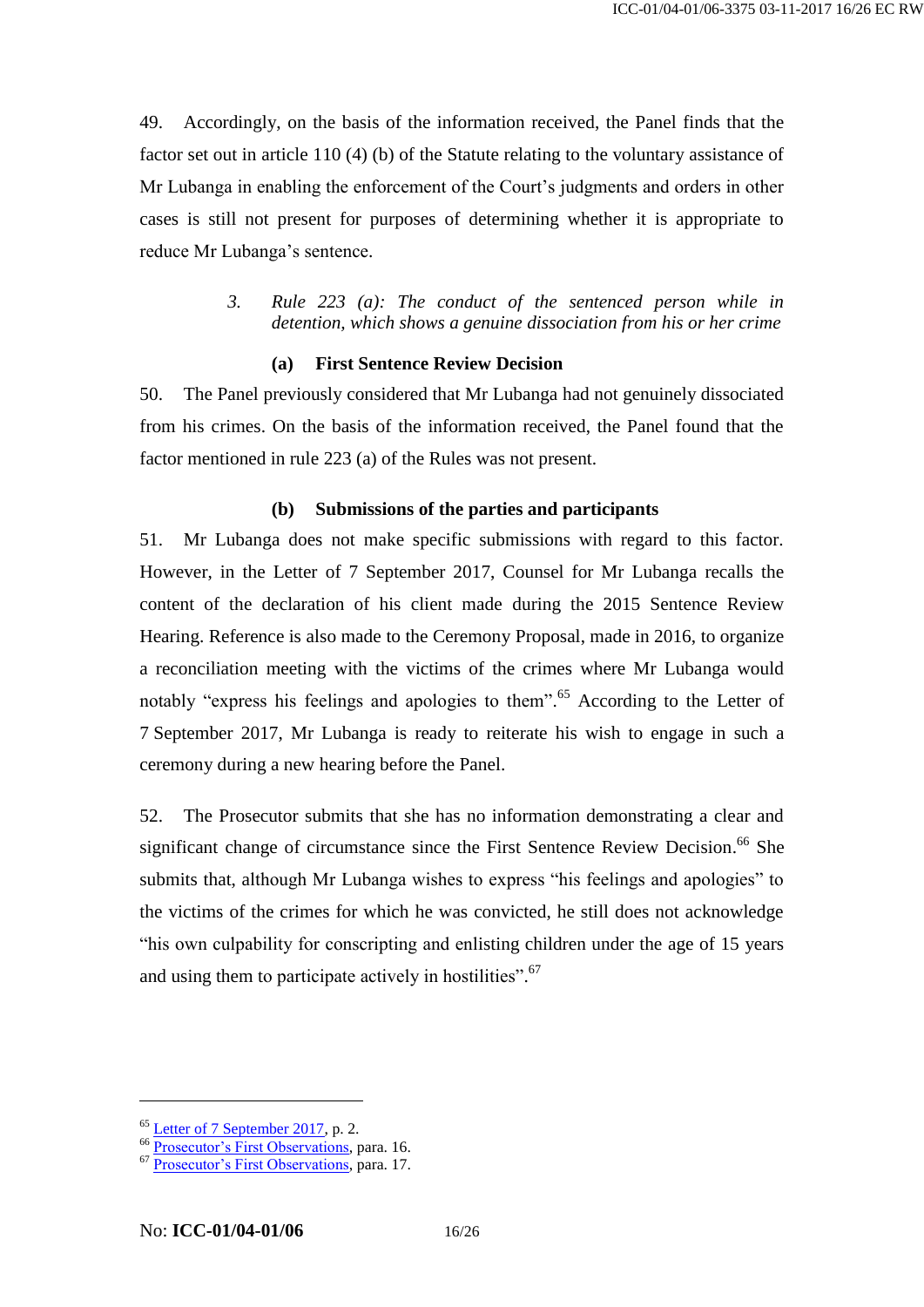49. Accordingly, on the basis of the information received, the Panel finds that the factor set out in article 110 (4) (b) of the Statute relating to the voluntary assistance of Mr Lubanga in enabling the enforcement of the Court's judgments and orders in other cases is still not present for purposes of determining whether it is appropriate to reduce Mr Lubanga's sentence.

### 3. *Rule 223 (a): The conduct of the sentenced person while in detention, which shows a genuine dissociation from his or her crime*

#### (a) First Sentence Review Decision

50. The Panel previously considered that Mr Lubanga had not genuinely dissociated from his crimes. On the basis of the information received, the Panel found that the factor mentioned in rule 223 (a) of the Rules was not present.

#### (b) Submissions of the parties and participants

51. Mr Lubanga does not make specific submissions with regard to this factor. However, in the Letter of 7 September 2017, Counsel for Mr Lubanga recalls the content of the declaration of his client made during the 2015 Sentence Review Hearing. Reference is also made to the Ceremony Proposal, made in 2016, to organize a reconciliation meeting with the victims of the crimes where Mr Lubanga would notably "express his feelings and apologies to them".[65] According to the Letter of 7 September 2017, Mr Lubanga is ready to reiterate his wish to engage in such a ceremony during a new hearing before the Panel.

52. The Prosecutor submits that she has no information demonstrating a clear and significant change of circumstance since the First Sentence Review Decision.[66] She submits that, although Mr Lubanga wishes to express "his feelings and apologies" to the victims of the crimes for which he was convicted, he still does not acknowledge "his own culpability for conscripting and enlisting children under the age of 15 years and using them to participate actively in hostilities".[67]

---

[65] Letter of 7 September 2017, p. 2.
[66] Prosecutor's First Observations, para. 16.
[67] Prosecutor's First Observations, para. 17.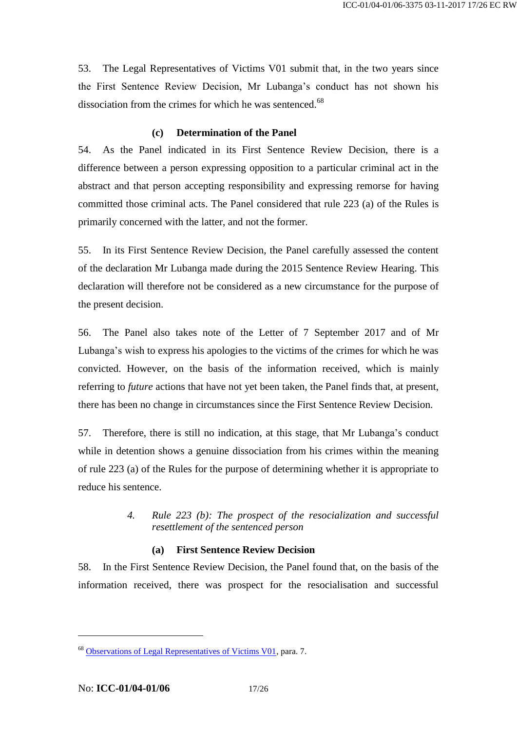53. The Legal Representatives of Victims V01 submit that, in the two years since the First Sentence Review Decision, Mr Lubanga's conduct has not shown his dissociation from the crimes for which he was sentenced.[68]

#### (c) Determination of the Panel

54. As the Panel indicated in its First Sentence Review Decision, there is a difference between a person expressing opposition to a particular criminal act in the abstract and that person accepting responsibility and expressing remorse for having committed those criminal acts. The Panel considered that rule 223 (a) of the Rules is primarily concerned with the latter, and not the former.

55. In its First Sentence Review Decision, the Panel carefully assessed the content of the declaration Mr Lubanga made during the 2015 Sentence Review Hearing. This declaration will therefore not be considered as a new circumstance for the purpose of the present decision.

56. The Panel also takes note of the Letter of 7 September 2017 and of Mr Lubanga's wish to express his apologies to the victims of the crimes for which he was convicted. However, on the basis of the information received, which is mainly referring to *future* actions that have not yet been taken, the Panel finds that, at present, there has been no change in circumstances since the First Sentence Review Decision.

57. Therefore, there is still no indication, at this stage, that Mr Lubanga's conduct while in detention shows a genuine dissociation from his crimes within the meaning of rule 223 (a) of the Rules for the purpose of determining whether it is appropriate to reduce his sentence.

### 4. *Rule 223 (b): The prospect of the resocialization and successful resettlement of the sentenced person*

#### (a) First Sentence Review Decision

58. In the First Sentence Review Decision, the Panel found that, on the basis of the information received, there was prospect for the resocialisation and successful

[68] Observations of Legal Representatives of Victims V01, para. 7.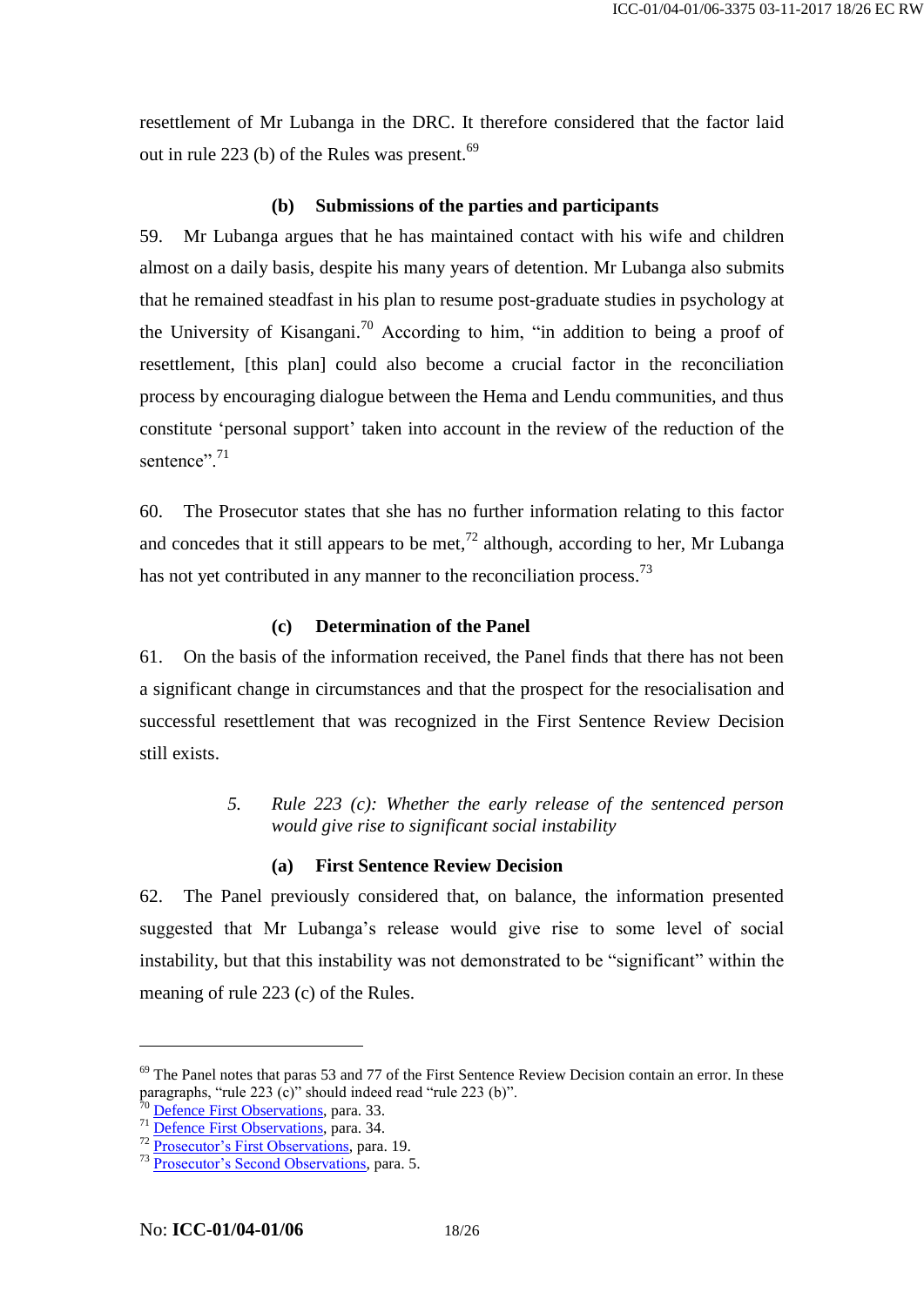resettlement of Mr Lubanga in the DRC. It therefore considered that the factor laid out in rule 223 (b) of the Rules was present.[69]

**(b) Submissions of the parties and participants**

59. Mr Lubanga argues that he has maintained contact with his wife and children almost on a daily basis, despite his many years of detention. Mr Lubanga also submits that he remained steadfast in his plan to resume post-graduate studies in psychology at the University of Kisangani.[70] According to him, "in addition to being a proof of resettlement, [this plan] could also become a crucial factor in the reconciliation process by encouraging dialogue between the Hema and Lendu communities, and thus constitute 'personal support' taken into account in the review of the reduction of the sentence".[71]

60. The Prosecutor states that she has no further information relating to this factor and concedes that it still appears to be met,[72] although, according to her, Mr Lubanga has not yet contributed in any manner to the reconciliation process.[73]

**(c) Determination of the Panel**

61. On the basis of the information received, the Panel finds that there has not been a significant change in circumstances and that the prospect for the resocialisation and successful resettlement that was recognized in the First Sentence Review Decision still exists.

*5. Rule 223 (c): Whether the early release of the sentenced person would give rise to significant social instability*

**(a) First Sentence Review Decision**

62. The Panel previously considered that, on balance, the information presented suggested that Mr Lubanga's release would give rise to some level of social instability, but that this instability was not demonstrated to be "significant" within the meaning of rule 223 (c) of the Rules.

---

[69] The Panel notes that paras 53 and 77 of the First Sentence Review Decision contain an error. In these paragraphs, "rule 223 (c)" should indeed read "rule 223 (b)".

[70] Defence First Observations, para. 33.

[71] Defence First Observations, para. 34.

[72] Prosecutor's First Observations, para. 19.

[73] Prosecutor's Second Observations, para. 5.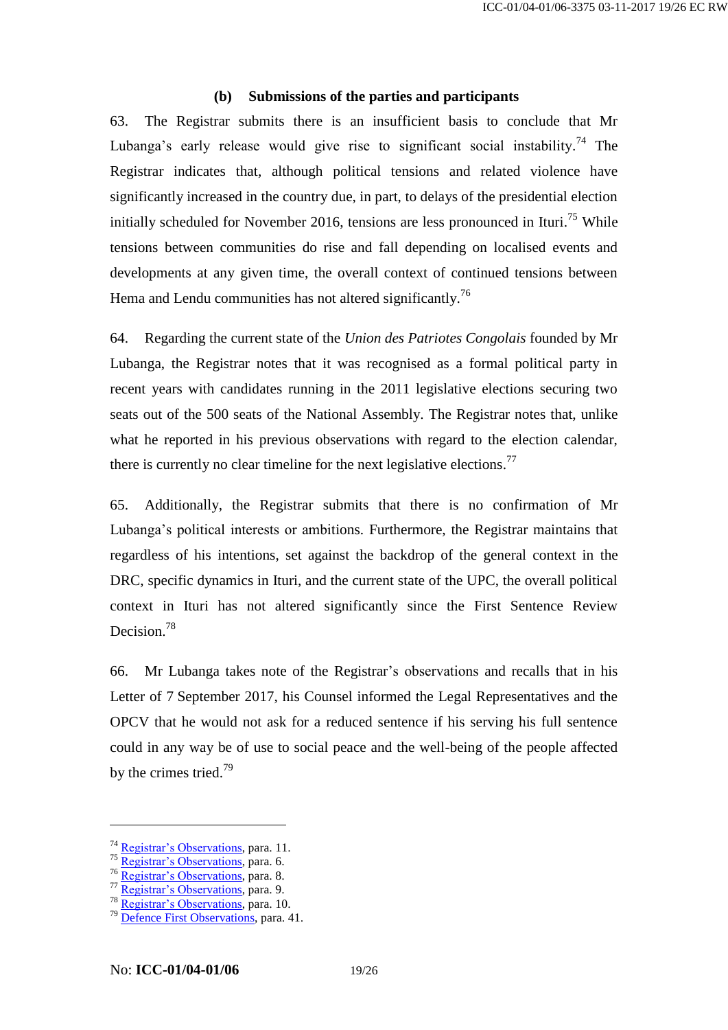### (b) Submissions of the parties and participants

63. The Registrar submits there is an insufficient basis to conclude that Mr Lubanga's early release would give rise to significant social instability.[74] The Registrar indicates that, although political tensions and related violence have significantly increased in the country due, in part, to delays of the presidential election initially scheduled for November 2016, tensions are less pronounced in Ituri.[75] While tensions between communities do rise and fall depending on localised events and developments at any given time, the overall context of continued tensions between Hema and Lendu communities has not altered significantly.[76]

64. Regarding the current state of the *Union des Patriotes Congolais* founded by Mr Lubanga, the Registrar notes that it was recognised as a formal political party in recent years with candidates running in the 2011 legislative elections securing two seats out of the 500 seats of the National Assembly. The Registrar notes that, unlike what he reported in his previous observations with regard to the election calendar, there is currently no clear timeline for the next legislative elections.[77]

65. Additionally, the Registrar submits that there is no confirmation of Mr Lubanga's political interests or ambitions. Furthermore, the Registrar maintains that regardless of his intentions, set against the backdrop of the general context in the DRC, specific dynamics in Ituri, and the current state of the UPC, the overall political context in Ituri has not altered significantly since the First Sentence Review Decision.[78]

66. Mr Lubanga takes note of the Registrar's observations and recalls that in his Letter of 7 September 2017, his Counsel informed the Legal Representatives and the OPCV that he would not ask for a reduced sentence if his serving his full sentence could in any way be of use to social peace and the well-being of the people affected by the crimes tried.[79]

---

[74] Registrar's Observations, para. 11.
[75] Registrar's Observations, para. 6.
[76] Registrar's Observations, para. 8.
[77] Registrar's Observations, para. 9.
[78] Registrar's Observations, para. 10.
[79] Defence First Observations, para. 41.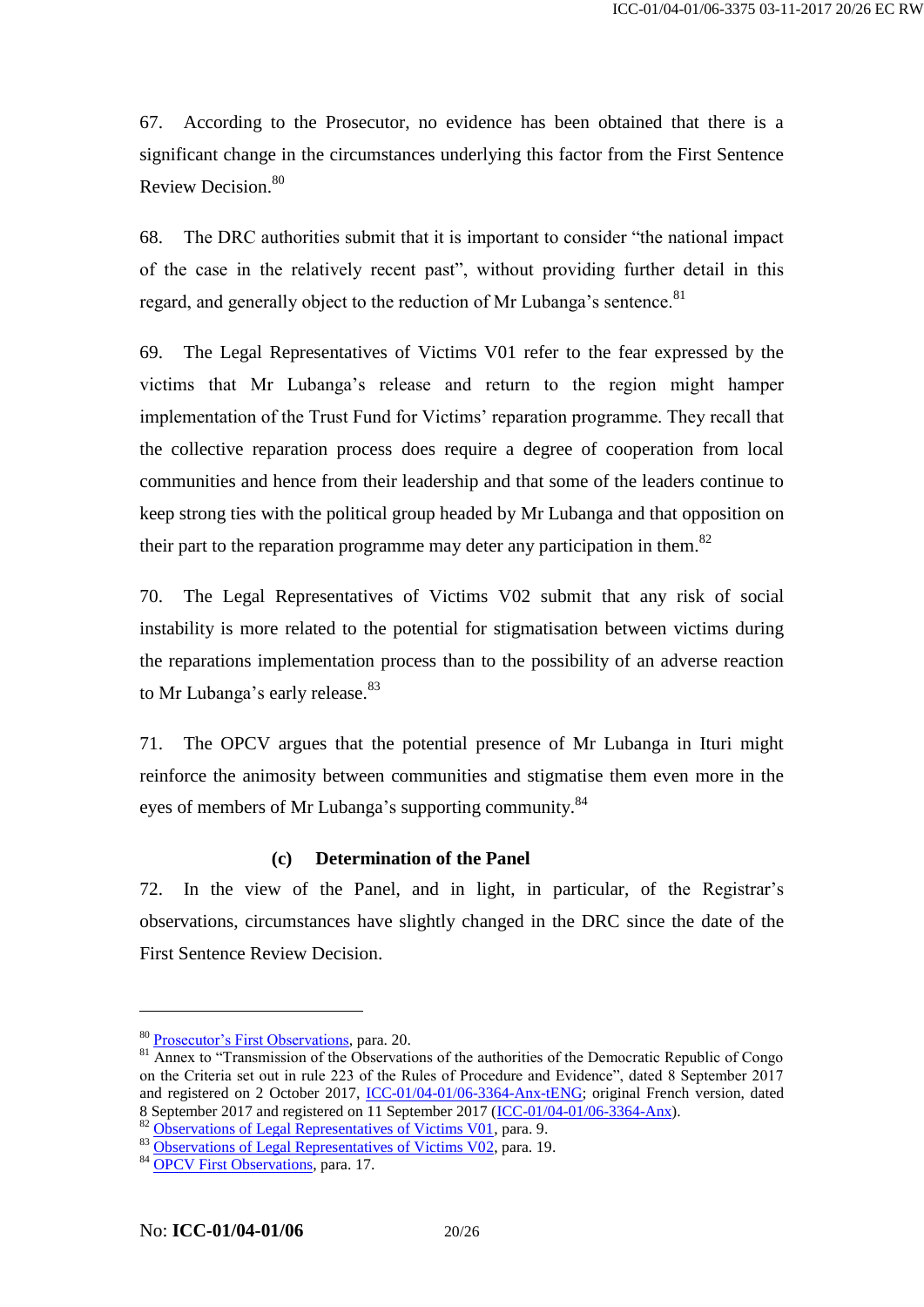67. According to the Prosecutor, no evidence has been obtained that there is a significant change in the circumstances underlying this factor from the First Sentence Review Decision.[80]

68. The DRC authorities submit that it is important to consider "the national impact of the case in the relatively recent past", without providing further detail in this regard, and generally object to the reduction of Mr Lubanga's sentence.[81]

69. The Legal Representatives of Victims V01 refer to the fear expressed by the victims that Mr Lubanga's release and return to the region might hamper implementation of the Trust Fund for Victims' reparation programme. They recall that the collective reparation process does require a degree of cooperation from local communities and hence from their leadership and that some of the leaders continue to keep strong ties with the political group headed by Mr Lubanga and that opposition on their part to the reparation programme may deter any participation in them.[82]

70. The Legal Representatives of Victims V02 submit that any risk of social instability is more related to the potential for stigmatisation between victims during the reparations implementation process than to the possibility of an adverse reaction to Mr Lubanga's early release.[83]

71. The OPCV argues that the potential presence of Mr Lubanga in Ituri might reinforce the animosity between communities and stigmatise them even more in the eyes of members of Mr Lubanga's supporting community.[84]

### (c) Determination of the Panel

72. In the view of the Panel, and in light, in particular, of the Registrar's observations, circumstances have slightly changed in the DRC since the date of the First Sentence Review Decision.

---

[80] Prosecutor's First Observations, para. 20.

[81] Annex to "Transmission of the Observations of the authorities of the Democratic Republic of Congo on the Criteria set out in rule 223 of the Rules of Procedure and Evidence", dated 8 September 2017 and registered on 2 October 2017, ICC-01/04-01/06-3364-Anx-tENG; original French version, dated 8 September 2017 and registered on 11 September 2017 (ICC-01/04-01/06-3364-Anx).

[82] Observations of Legal Representatives of Victims V01, para. 9.

[83] Observations of Legal Representatives of Victims V02, para. 19.

[84] OPCV First Observations, para. 17.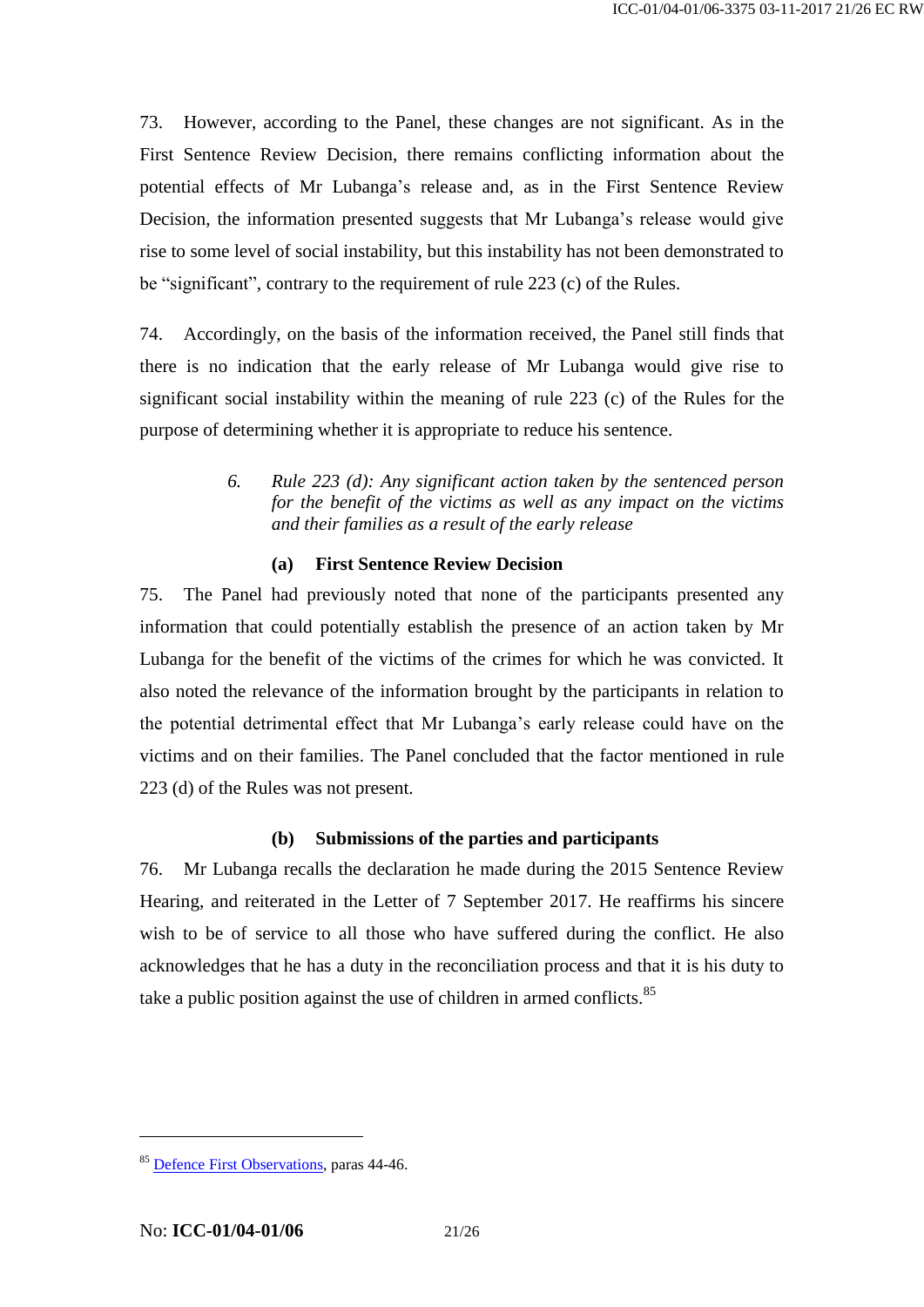73. However, according to the Panel, these changes are not significant. As in the First Sentence Review Decision, there remains conflicting information about the potential effects of Mr Lubanga's release and, as in the First Sentence Review Decision, the information presented suggests that Mr Lubanga's release would give rise to some level of social instability, but this instability has not been demonstrated to be "significant", contrary to the requirement of rule 223 (c) of the Rules.

74. Accordingly, on the basis of the information received, the Panel still finds that there is no indication that the early release of Mr Lubanga would give rise to significant social instability within the meaning of rule 223 (c) of the Rules for the purpose of determining whether it is appropriate to reduce his sentence.

### *6. Rule 223 (d): Any significant action taken by the sentenced person for the benefit of the victims as well as any impact on the victims and their families as a result of the early release*

#### (a) First Sentence Review Decision

75. The Panel had previously noted that none of the participants presented any information that could potentially establish the presence of an action taken by Mr Lubanga for the benefit of the victims of the crimes for which he was convicted. It also noted the relevance of the information brought by the participants in relation to the potential detrimental effect that Mr Lubanga's early release could have on the victims and on their families. The Panel concluded that the factor mentioned in rule 223 (d) of the Rules was not present.

#### (b) Submissions of the parties and participants

76. Mr Lubanga recalls the declaration he made during the 2015 Sentence Review Hearing, and reiterated in the Letter of 7 September 2017. He reaffirms his sincere wish to be of service to all those who have suffered during the conflict. He also acknowledges that he has a duty in the reconciliation process and that it is his duty to take a public position against the use of children in armed conflicts.[85]

---

[85] Defence First Observations, paras 44-46.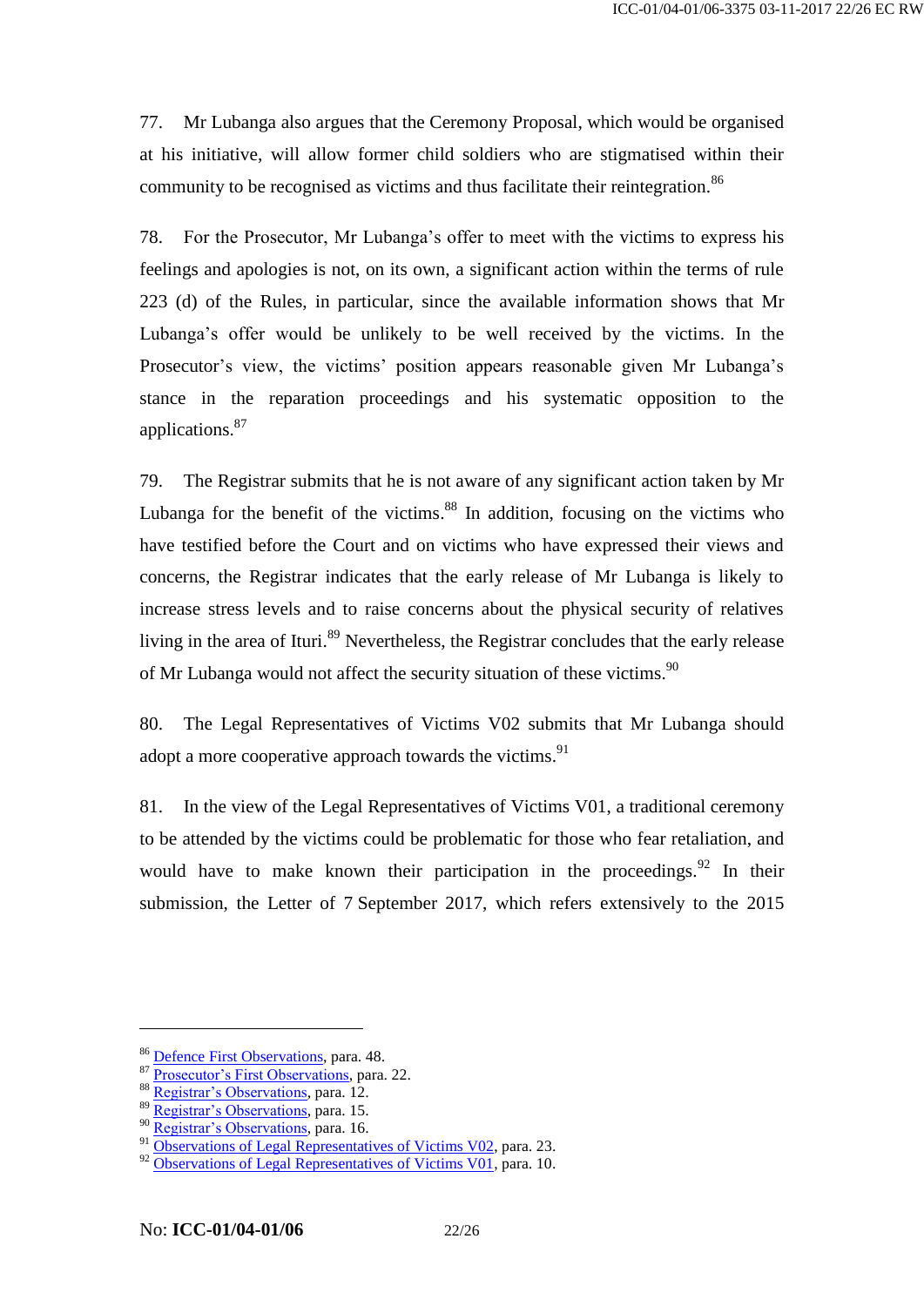77. Mr Lubanga also argues that the Ceremony Proposal, which would be organised at his initiative, will allow former child soldiers who are stigmatised within their community to be recognised as victims and thus facilitate their reintegration.[86]

78. For the Prosecutor, Mr Lubanga's offer to meet with the victims to express his feelings and apologies is not, on its own, a significant action within the terms of rule 223 (d) of the Rules, in particular, since the available information shows that Mr Lubanga's offer would be unlikely to be well received by the victims. In the Prosecutor's view, the victims' position appears reasonable given Mr Lubanga's stance in the reparation proceedings and his systematic opposition to the applications.[87]

79. The Registrar submits that he is not aware of any significant action taken by Mr Lubanga for the benefit of the victims.[88] In addition, focusing on the victims who have testified before the Court and on victims who have expressed their views and concerns, the Registrar indicates that the early release of Mr Lubanga is likely to increase stress levels and to raise concerns about the physical security of relatives living in the area of Ituri.[89] Nevertheless, the Registrar concludes that the early release of Mr Lubanga would not affect the security situation of these victims.[90]

80. The Legal Representatives of Victims V02 submits that Mr Lubanga should adopt a more cooperative approach towards the victims.[91]

81. In the view of the Legal Representatives of Victims V01, a traditional ceremony to be attended by the victims could be problematic for those who fear retaliation, and would have to make known their participation in the proceedings.[92] In their submission, the Letter of 7 September 2017, which refers extensively to the 2015

---

[86] Defence First Observations, para. 48.
[87] Prosecutor's First Observations, para. 22.
[88] Registrar's Observations, para. 12.
[89] Registrar's Observations, para. 15.
[90] Registrar's Observations, para. 16.
[91] Observations of Legal Representatives of Victims V02, para. 23.
[92] Observations of Legal Representatives of Victims V01, para. 10.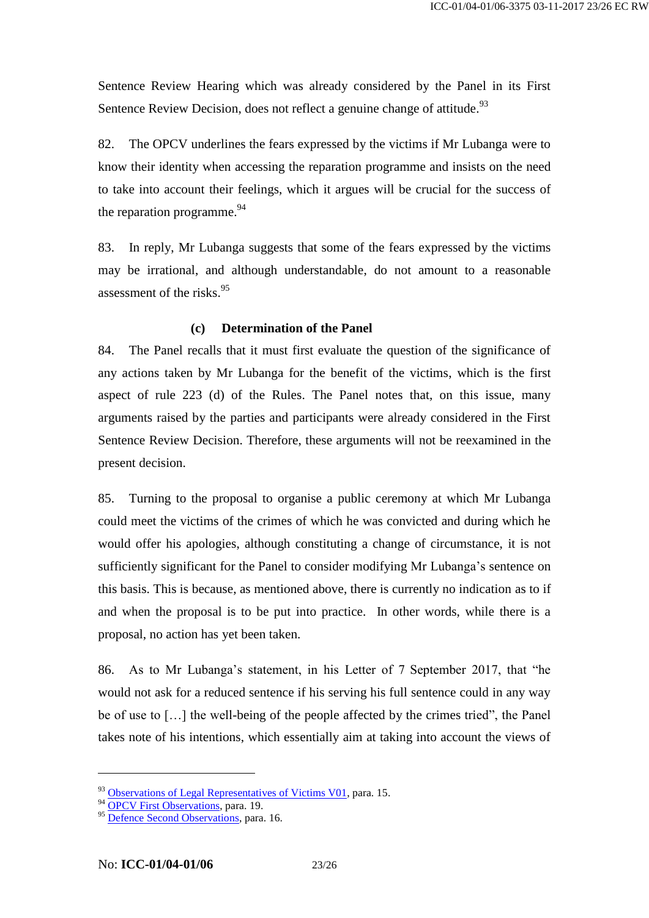Sentence Review Hearing which was already considered by the Panel in its First Sentence Review Decision, does not reflect a genuine change of attitude.[93]

82. The OPCV underlines the fears expressed by the victims if Mr Lubanga were to know their identity when accessing the reparation programme and insists on the need to take into account their feelings, which it argues will be crucial for the success of the reparation programme.[94]

83. In reply, Mr Lubanga suggests that some of the fears expressed by the victims may be irrational, and although understandable, do not amount to a reasonable assessment of the risks.[95]

### (c) Determination of the Panel

84. The Panel recalls that it must first evaluate the question of the significance of any actions taken by Mr Lubanga for the benefit of the victims, which is the first aspect of rule 223 (d) of the Rules. The Panel notes that, on this issue, many arguments raised by the parties and participants were already considered in the First Sentence Review Decision. Therefore, these arguments will not be reexamined in the present decision.

85. Turning to the proposal to organise a public ceremony at which Mr Lubanga could meet the victims of the crimes of which he was convicted and during which he would offer his apologies, although constituting a change of circumstance, it is not sufficiently significant for the Panel to consider modifying Mr Lubanga's sentence on this basis. This is because, as mentioned above, there is currently no indication as to if and when the proposal is to be put into practice. In other words, while there is a proposal, no action has yet been taken.

86. As to Mr Lubanga's statement, in his Letter of 7 September 2017, that "he would not ask for a reduced sentence if his serving his full sentence could in any way be of use to […] the well-being of the people affected by the crimes tried", the Panel takes note of his intentions, which essentially aim at taking into account the views of

---

[93] Observations of Legal Representatives of Victims V01, para. 15.

[94] OPCV First Observations, para. 19.

[95] Defence Second Observations, para. 16.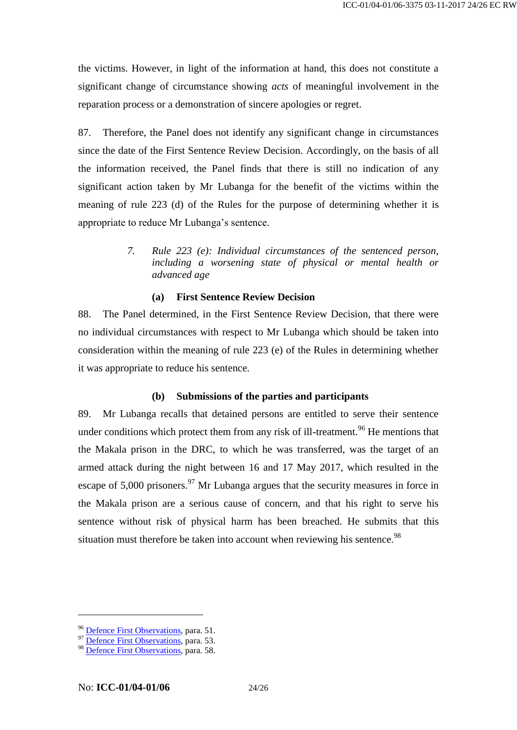the victims. However, in light of the information at hand, this does not constitute a significant change of circumstance showing *acts* of meaningful involvement in the reparation process or a demonstration of sincere apologies or regret.

87. Therefore, the Panel does not identify any significant change in circumstances since the date of the First Sentence Review Decision. Accordingly, on the basis of all the information received, the Panel finds that there is still no indication of any significant action taken by Mr Lubanga for the benefit of the victims within the meaning of rule 223 (d) of the Rules for the purpose of determining whether it is appropriate to reduce Mr Lubanga's sentence.

### *7. Rule 223 (e): Individual circumstances of the sentenced person, including a worsening state of physical or mental health or advanced age*

#### (a) First Sentence Review Decision

88. The Panel determined, in the First Sentence Review Decision, that there were no individual circumstances with respect to Mr Lubanga which should be taken into consideration within the meaning of rule 223 (e) of the Rules in determining whether it was appropriate to reduce his sentence.

#### (b) Submissions of the parties and participants

89. Mr Lubanga recalls that detained persons are entitled to serve their sentence under conditions which protect them from any risk of ill-treatment.[96] He mentions that the Makala prison in the DRC, to which he was transferred, was the target of an armed attack during the night between 16 and 17 May 2017, which resulted in the escape of 5,000 prisoners.[97] Mr Lubanga argues that the security measures in force in the Makala prison are a serious cause of concern, and that his right to serve his sentence without risk of physical harm has been breached. He submits that this situation must therefore be taken into account when reviewing his sentence.[98]

---

[96] Defence First Observations, para. 51.
[97] Defence First Observations, para. 53.
[98] Defence First Observations, para. 58.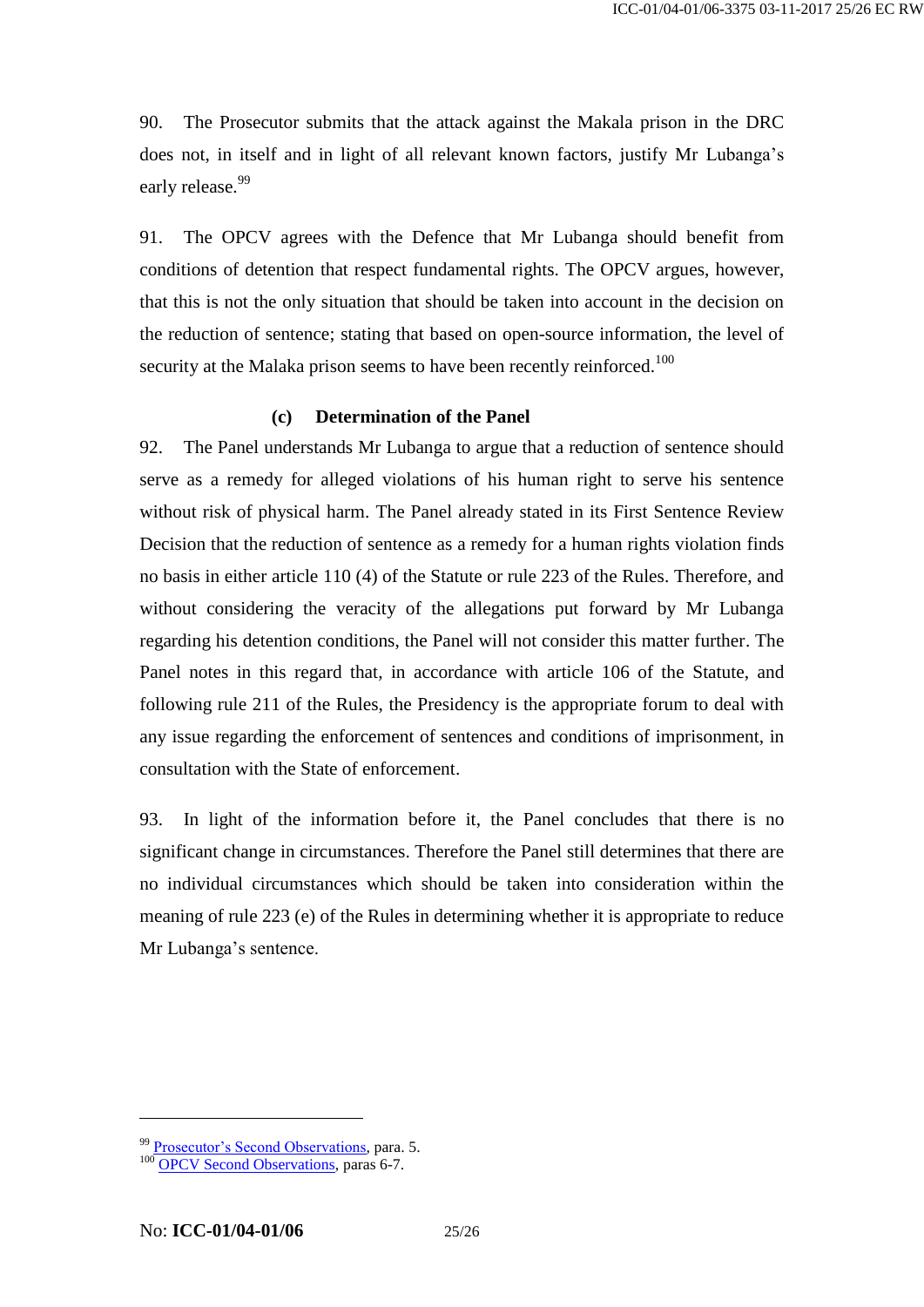90. The Prosecutor submits that the attack against the Makala prison in the DRC does not, in itself and in light of all relevant known factors, justify Mr Lubanga's early release.[99]

91. The OPCV agrees with the Defence that Mr Lubanga should benefit from conditions of detention that respect fundamental rights. The OPCV argues, however, that this is not the only situation that should be taken into account in the decision on the reduction of sentence; stating that based on open-source information, the level of security at the Malaka prison seems to have been recently reinforced.[100]

### (c) Determination of the Panel

92. The Panel understands Mr Lubanga to argue that a reduction of sentence should serve as a remedy for alleged violations of his human right to serve his sentence without risk of physical harm. The Panel already stated in its First Sentence Review Decision that the reduction of sentence as a remedy for a human rights violation finds no basis in either article 110 (4) of the Statute or rule 223 of the Rules. Therefore, and without considering the veracity of the allegations put forward by Mr Lubanga regarding his detention conditions, the Panel will not consider this matter further. The Panel notes in this regard that, in accordance with article 106 of the Statute, and following rule 211 of the Rules, the Presidency is the appropriate forum to deal with any issue regarding the enforcement of sentences and conditions of imprisonment, in consultation with the State of enforcement.

93. In light of the information before it, the Panel concludes that there is no significant change in circumstances. Therefore the Panel still determines that there are no individual circumstances which should be taken into consideration within the meaning of rule 223 (e) of the Rules in determining whether it is appropriate to reduce Mr Lubanga's sentence.

---

[99] Prosecutor's Second Observations, para. 5.

[100] OPCV Second Observations, paras 6-7.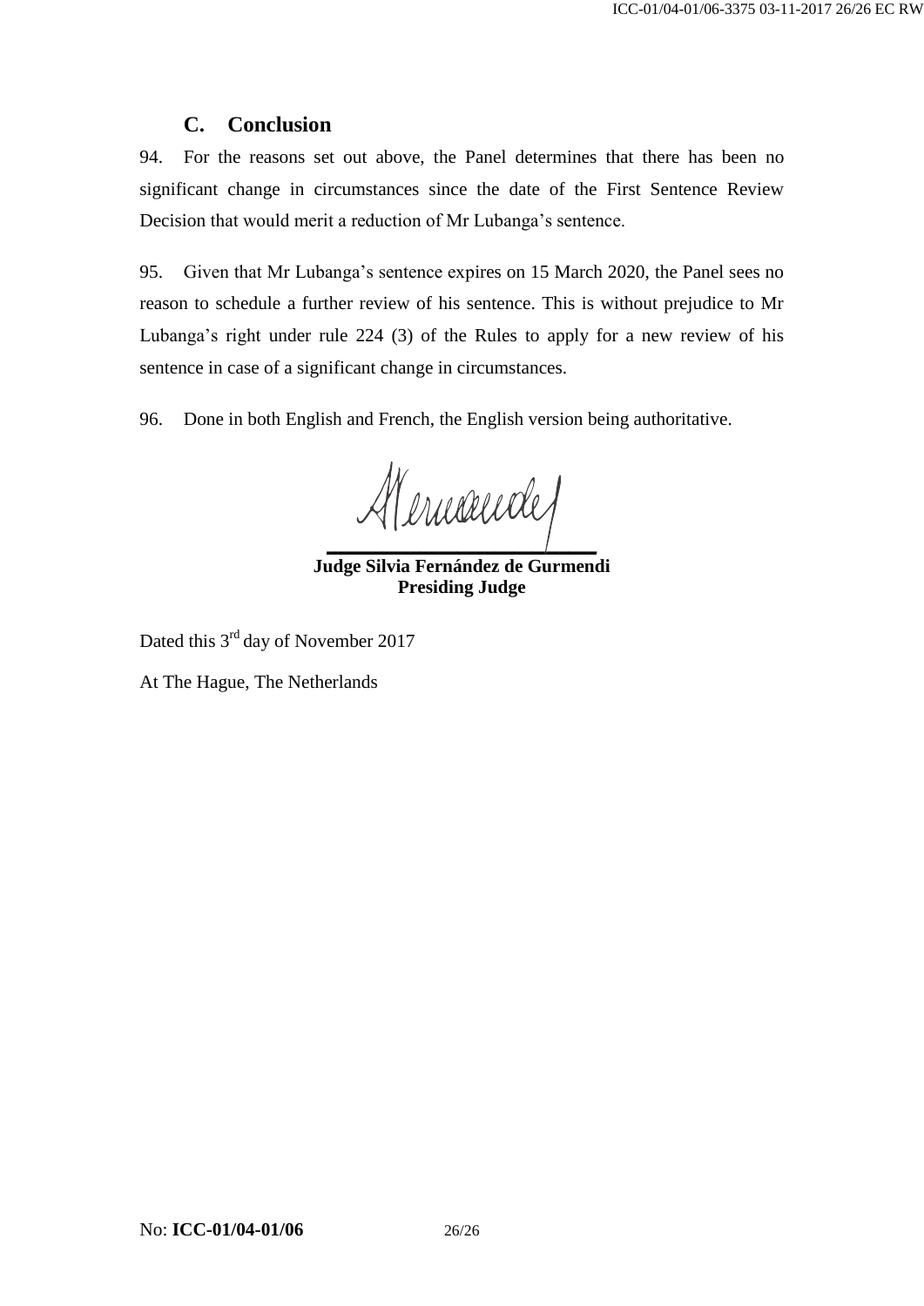## C. Conclusion

94. For the reasons set out above, the Panel determines that there has been no significant change in circumstances since the date of the First Sentence Review Decision that would merit a reduction of Mr Lubanga's sentence.

95. Given that Mr Lubanga's sentence expires on 15 March 2020, the Panel sees no reason to schedule a further review of his sentence. This is without prejudice to Mr Lubanga's right under rule 224 (3) of the Rules to apply for a new review of his sentence in case of a significant change in circumstances.

96. Done in both English and French, the English version being authoritative.

**Judge Silvia Fernández de Gurmendi**
**Presiding Judge**

Dated this 3rd day of November 2017

At The Hague, The Netherlands